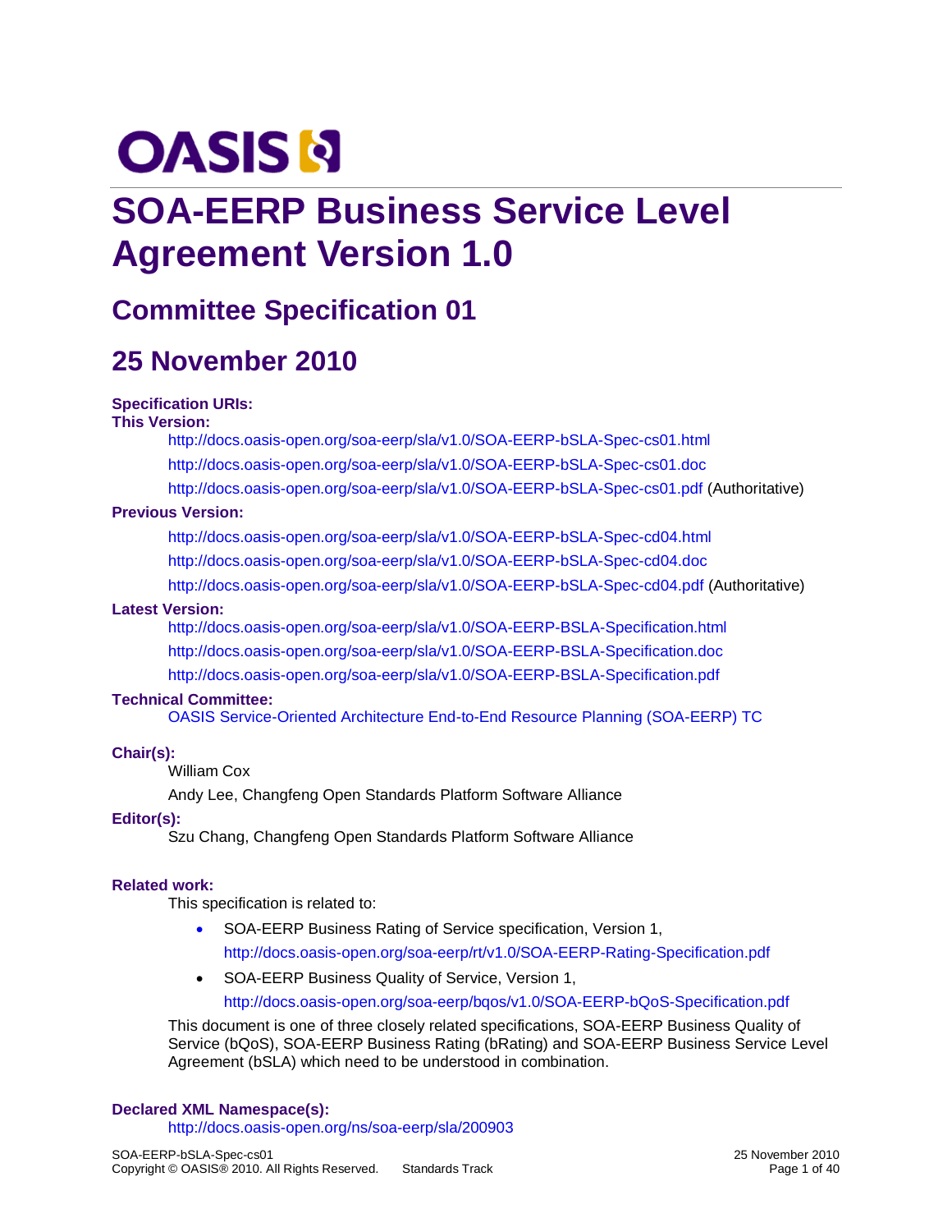# SOA-EERP Business Service Level Agreement Version 1.0

## Committee Specification 01

## 25 November 2010

**Specification URIs:**

**This Version:**

http://docs.oasis-open.org/soa-eerp/sla/v1.0/SOA-EERP-bSLA-Spec-cs01.html

http://docs.oasis-open.org/soa-eerp/sla/v1.0/SOA-EERP-bSLA-Spec-cs01.doc

http://docs.oasis-open.org/soa-eerp/sla/v1.0/SOA-EERP-bSLA-Spec-cs01.pdf (Authoritative)

**Previous Version:**

http://docs.oasis-open.org/soa-eerp/sla/v1.0/SOA-EERP-bSLA-Spec-cd04.html

http://docs.oasis-open.org/soa-eerp/sla/v1.0/SOA-EERP-bSLA-Spec-cd04.doc

http://docs.oasis-open.org/soa-eerp/sla/v1.0/SOA-EERP-bSLA-Spec-cd04.pdf (Authoritative)

**Latest Version:**

http://docs.oasis-open.org/soa-eerp/sla/v1.0/SOA-EERP-BSLA-Specification.html

http://docs.oasis-open.org/soa-eerp/sla/v1.0/SOA-EERP-BSLA-Specification.doc

http://docs.oasis-open.org/soa-eerp/sla/v1.0/SOA-EERP-BSLA-Specification.pdf

**Technical Committee:**

OASIS Service-Oriented Architecture End-to-End Resource Planning (SOA-EERP) TC

**Chair(s):**

William Cox

Andy Lee, Changfeng Open Standards Platform Software Alliance

**Editor(s):**

Szu Chang, Changfeng Open Standards Platform Software Alliance

**Related work:**

This specification is related to:

- SOA-EERP Business Rating of Service specification, Version 1,
  http://docs.oasis-open.org/soa-eerp/rt/v1.0/SOA-EERP-Rating-Specification.pdf
- SOA-EERP Business Quality of Service, Version 1,
  http://docs.oasis-open.org/soa-eerp/bqos/v1.0/SOA-EERP-bQoS-Specification.pdf

This document is one of three closely related specifications, SOA-EERP Business Quality of Service (bQoS), SOA-EERP Business Rating (bRating) and SOA-EERP Business Service Level Agreement (bSLA) which need to be understood in combination.

**Declared XML Namespace(s):**

http://docs.oasis-open.org/ns/soa-eerp/sla/200903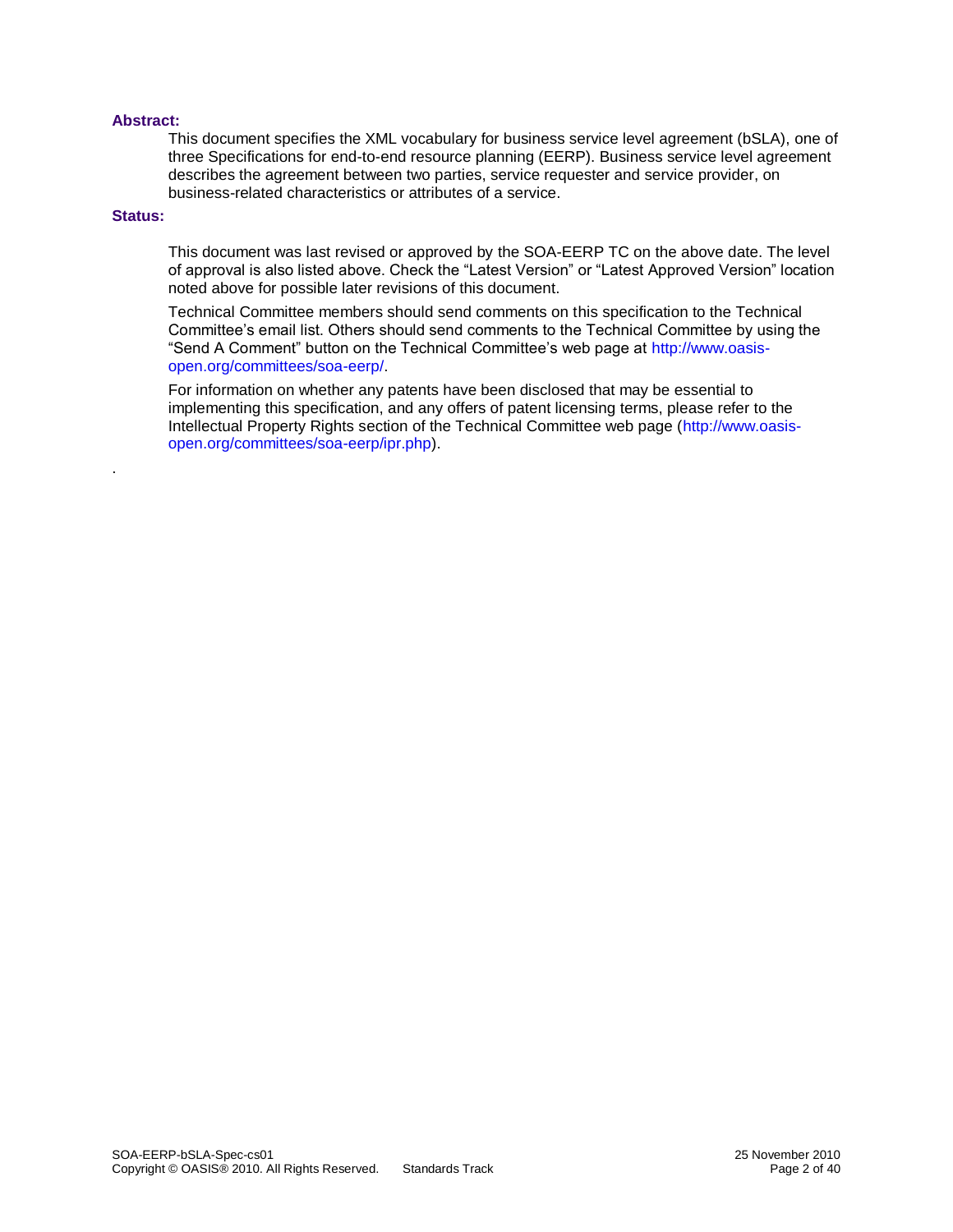**Abstract:**

This document specifies the XML vocabulary for business service level agreement (bSLA), one of three Specifications for end-to-end resource planning (EERP). Business service level agreement describes the agreement between two parties, service requester and service provider, on business-related characteristics or attributes of a service.

**Status:**

This document was last revised or approved by the SOA-EERP TC on the above date. The level of approval is also listed above. Check the “Latest Version” or “Latest Approved Version” location noted above for possible later revisions of this document.

Technical Committee members should send comments on this specification to the Technical Committee’s email list. Others should send comments to the Technical Committee by using the “Send A Comment” button on the Technical Committee’s web page at http://www.oasis-open.org/committees/soa-eerp/.

For information on whether any patents have been disclosed that may be essential to implementing this specification, and any offers of patent licensing terms, please refer to the Intellectual Property Rights section of the Technical Committee web page (http://www.oasis-open.org/committees/soa-eerp/ipr.php).

.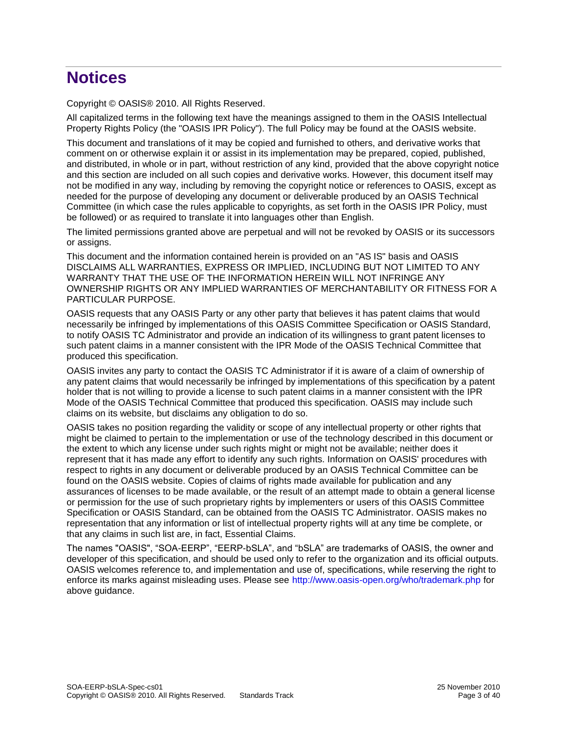# Notices

Copyright © OASIS® 2010. All Rights Reserved.

All capitalized terms in the following text have the meanings assigned to them in the OASIS Intellectual Property Rights Policy (the "OASIS IPR Policy"). The full Policy may be found at the OASIS website.

This document and translations of it may be copied and furnished to others, and derivative works that comment on or otherwise explain it or assist in its implementation may be prepared, copied, published, and distributed, in whole or in part, without restriction of any kind, provided that the above copyright notice and this section are included on all such copies and derivative works. However, this document itself may not be modified in any way, including by removing the copyright notice or references to OASIS, except as needed for the purpose of developing any document or deliverable produced by an OASIS Technical Committee (in which case the rules applicable to copyrights, as set forth in the OASIS IPR Policy, must be followed) or as required to translate it into languages other than English.

The limited permissions granted above are perpetual and will not be revoked by OASIS or its successors or assigns.

This document and the information contained herein is provided on an "AS IS" basis and OASIS DISCLAIMS ALL WARRANTIES, EXPRESS OR IMPLIED, INCLUDING BUT NOT LIMITED TO ANY WARRANTY THAT THE USE OF THE INFORMATION HEREIN WILL NOT INFRINGE ANY OWNERSHIP RIGHTS OR ANY IMPLIED WARRANTIES OF MERCHANTABILITY OR FITNESS FOR A PARTICULAR PURPOSE.

OASIS requests that any OASIS Party or any other party that believes it has patent claims that would necessarily be infringed by implementations of this OASIS Committee Specification or OASIS Standard, to notify OASIS TC Administrator and provide an indication of its willingness to grant patent licenses to such patent claims in a manner consistent with the IPR Mode of the OASIS Technical Committee that produced this specification.

OASIS invites any party to contact the OASIS TC Administrator if it is aware of a claim of ownership of any patent claims that would necessarily be infringed by implementations of this specification by a patent holder that is not willing to provide a license to such patent claims in a manner consistent with the IPR Mode of the OASIS Technical Committee that produced this specification. OASIS may include such claims on its website, but disclaims any obligation to do so.

OASIS takes no position regarding the validity or scope of any intellectual property or other rights that might be claimed to pertain to the implementation or use of the technology described in this document or the extent to which any license under such rights might or might not be available; neither does it represent that it has made any effort to identify any such rights. Information on OASIS' procedures with respect to rights in any document or deliverable produced by an OASIS Technical Committee can be found on the OASIS website. Copies of claims of rights made available for publication and any assurances of licenses to be made available, or the result of an attempt made to obtain a general license or permission for the use of such proprietary rights by implementers or users of this OASIS Committee Specification or OASIS Standard, can be obtained from the OASIS TC Administrator. OASIS makes no representation that any information or list of intellectual property rights will at any time be complete, or that any claims in such list are, in fact, Essential Claims.

The names "OASIS", "SOA-EERP", "EERP-bSLA", and "bSLA" are trademarks of OASIS, the owner and developer of this specification, and should be used only to refer to the organization and its official outputs. OASIS welcomes reference to, and implementation and use of, specifications, while reserving the right to enforce its marks against misleading uses. Please see http://www.oasis-open.org/who/trademark.php for above guidance.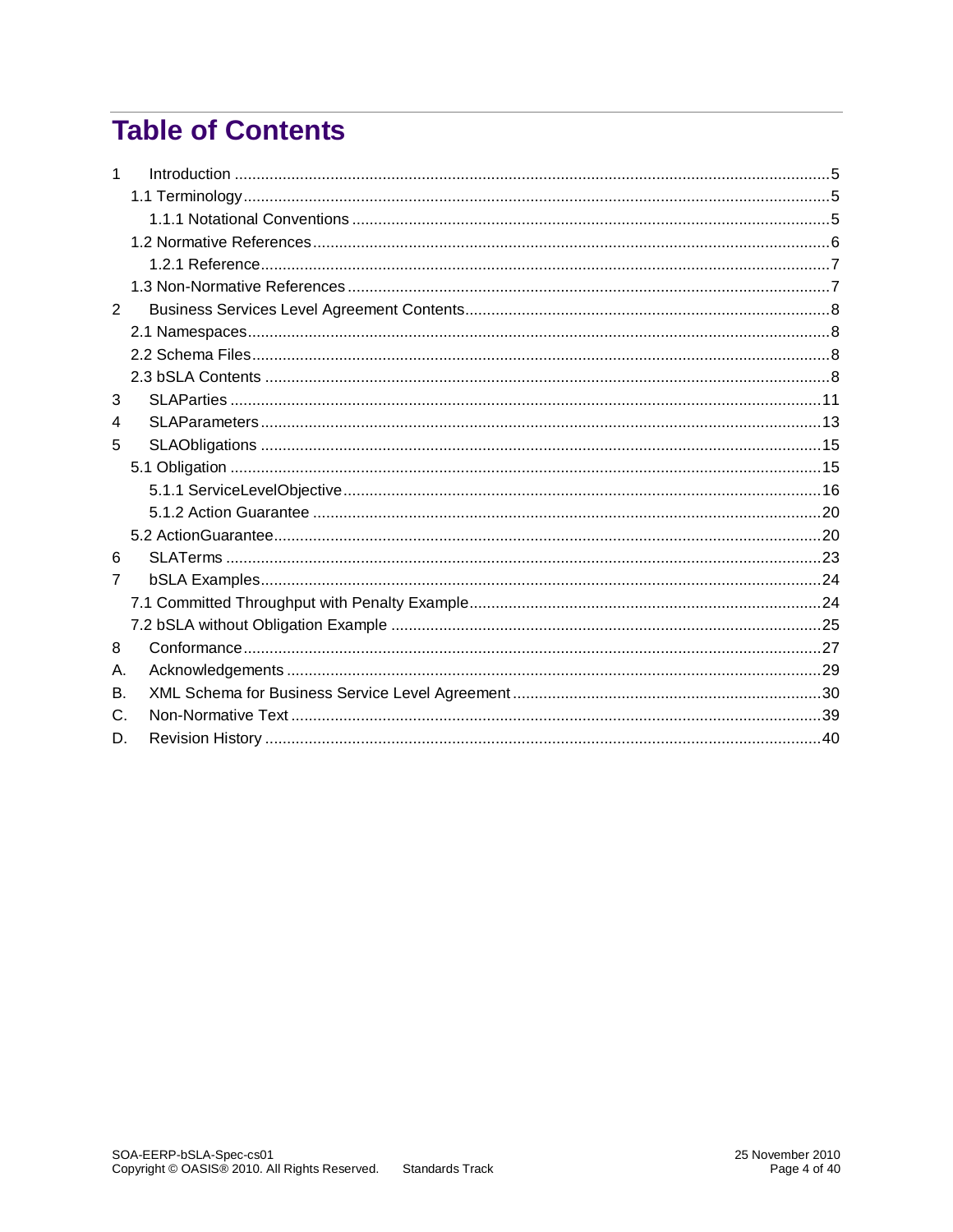# Table of Contents

1 Introduction ........................................................................................................................................ 5

1.1 Terminology ...................................................................................................................................... 5

1.1.1 Notational Conventions ............................................................................................................. 5

1.2 Normative References ..................................................................................................................... 6

1.2.1 Reference ................................................................................................................................. 7

1.3 Non-Normative References ............................................................................................................. 7

2 Business Services Level Agreement Contents ................................................................................... 8

2.1 Namespaces .................................................................................................................................... 8

2.2 Schema Files ................................................................................................................................... 8

2.3 bSLA Contents ................................................................................................................................ 8

3 SLAParties ........................................................................................................................................ 11

4 SLAParameters ................................................................................................................................. 13

5 SLAObligations ................................................................................................................................. 15

5.1 Obligation ....................................................................................................................................... 15

5.1.1 ServiceLevelObjective ............................................................................................................. 16

5.1.2 Action Guarantee .................................................................................................................... 20

5.2 ActionGuarantee ............................................................................................................................. 20

6 SLATerms ......................................................................................................................................... 23

7 bSLA Examples ................................................................................................................................. 24

7.1 Committed Throughput with Penalty Example ................................................................................ 24

7.2 bSLA without Obligation Example .................................................................................................. 25

8 Conformance ..................................................................................................................................... 27

A. Acknowledgements ........................................................................................................................... 29

B. XML Schema for Business Service Level Agreement ....................................................................... 30

C. Non-Normative Text ......................................................................................................................... 39

D. Revision History ................................................................................................................................ 40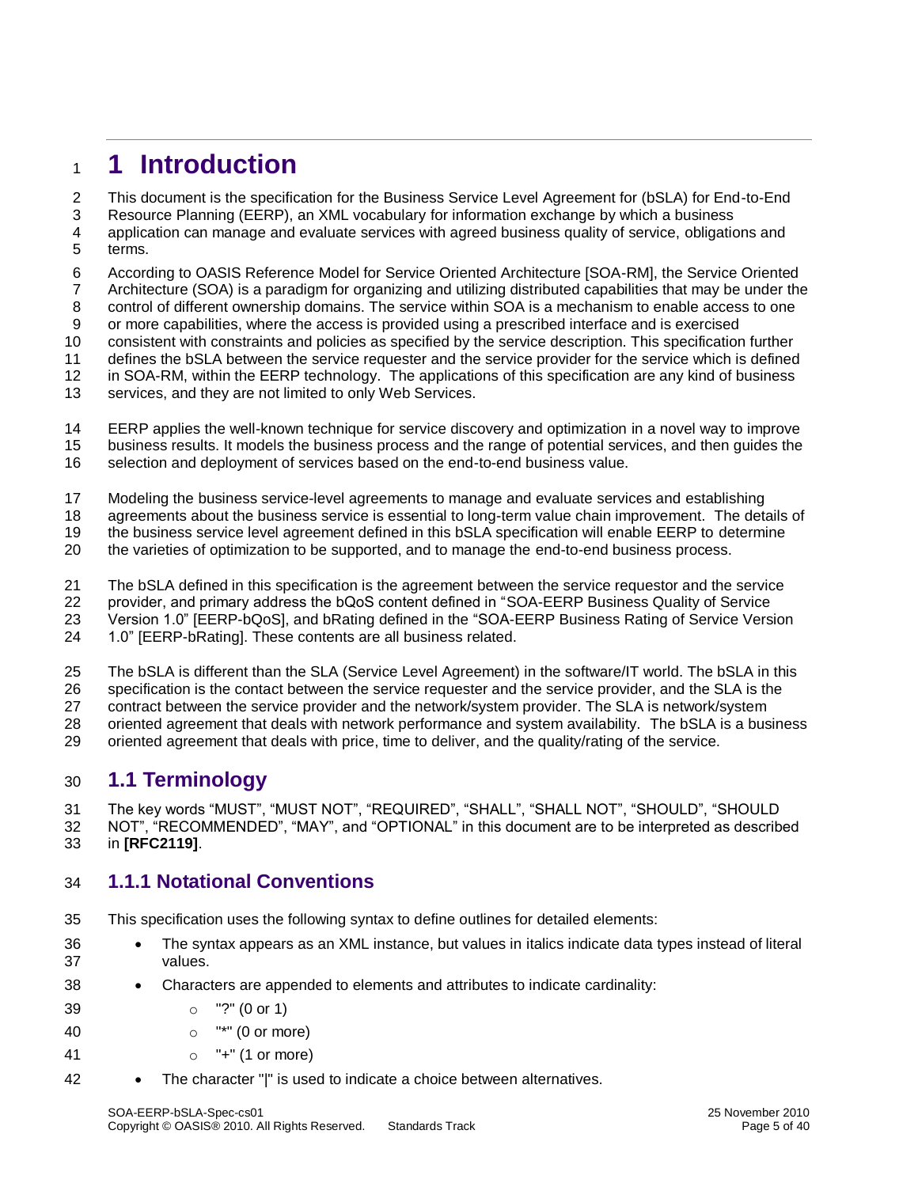# 1 Introduction

This document is the specification for the Business Service Level Agreement for (bSLA) for End-to-End Resource Planning (EERP), an XML vocabulary for information exchange by which a business application can manage and evaluate services with agreed business quality of service, obligations and terms.

According to OASIS Reference Model for Service Oriented Architecture [SOA-RM], the Service Oriented Architecture (SOA) is a paradigm for organizing and utilizing distributed capabilities that may be under the control of different ownership domains. The service within SOA is a mechanism to enable access to one or more capabilities, where the access is provided using a prescribed interface and is exercised consistent with constraints and policies as specified by the service description. This specification further defines the bSLA between the service requester and the service provider for the service which is defined in SOA-RM, within the EERP technology. The applications of this specification are any kind of business services, and they are not limited to only Web Services.

EERP applies the well-known technique for service discovery and optimization in a novel way to improve business results. It models the business process and the range of potential services, and then guides the selection and deployment of services based on the end-to-end business value.

Modeling the business service-level agreements to manage and evaluate services and establishing agreements about the business service is essential to long-term value chain improvement. The details of the business service level agreement defined in this bSLA specification will enable EERP to determine the varieties of optimization to be supported, and to manage the end-to-end business process.

The bSLA defined in this specification is the agreement between the service requestor and the service provider, and primary address the bQoS content defined in "SOA-EERP Business Quality of Service Version 1.0" [EERP-bQoS], and bRating defined in the "SOA-EERP Business Rating of Service Version 1.0" [EERP-bRating]. These contents are all business related.

The bSLA is different than the SLA (Service Level Agreement) in the software/IT world. The bSLA in this specification is the contact between the service requester and the service provider, and the SLA is the contract between the service provider and the network/system provider. The SLA is network/system oriented agreement that deals with network performance and system availability. The bSLA is a business oriented agreement that deals with price, time to deliver, and the quality/rating of the service.

## 1.1 Terminology

The key words "MUST", "MUST NOT", "REQUIRED", "SHALL", "SHALL NOT", "SHOULD", "SHOULD NOT", "RECOMMENDED", "MAY", and "OPTIONAL" in this document are to be interpreted as described in **[RFC2119]**.

### 1.1.1 Notational Conventions

This specification uses the following syntax to define outlines for detailed elements:

- The syntax appears as an XML instance, but values in italics indicate data types instead of literal values.
- Characters are appended to elements and attributes to indicate cardinality:
  - "?" (0 or 1)
  - "*" (0 or more)
  - "+" (1 or more)
- The character "|" is used to indicate a choice between alternatives.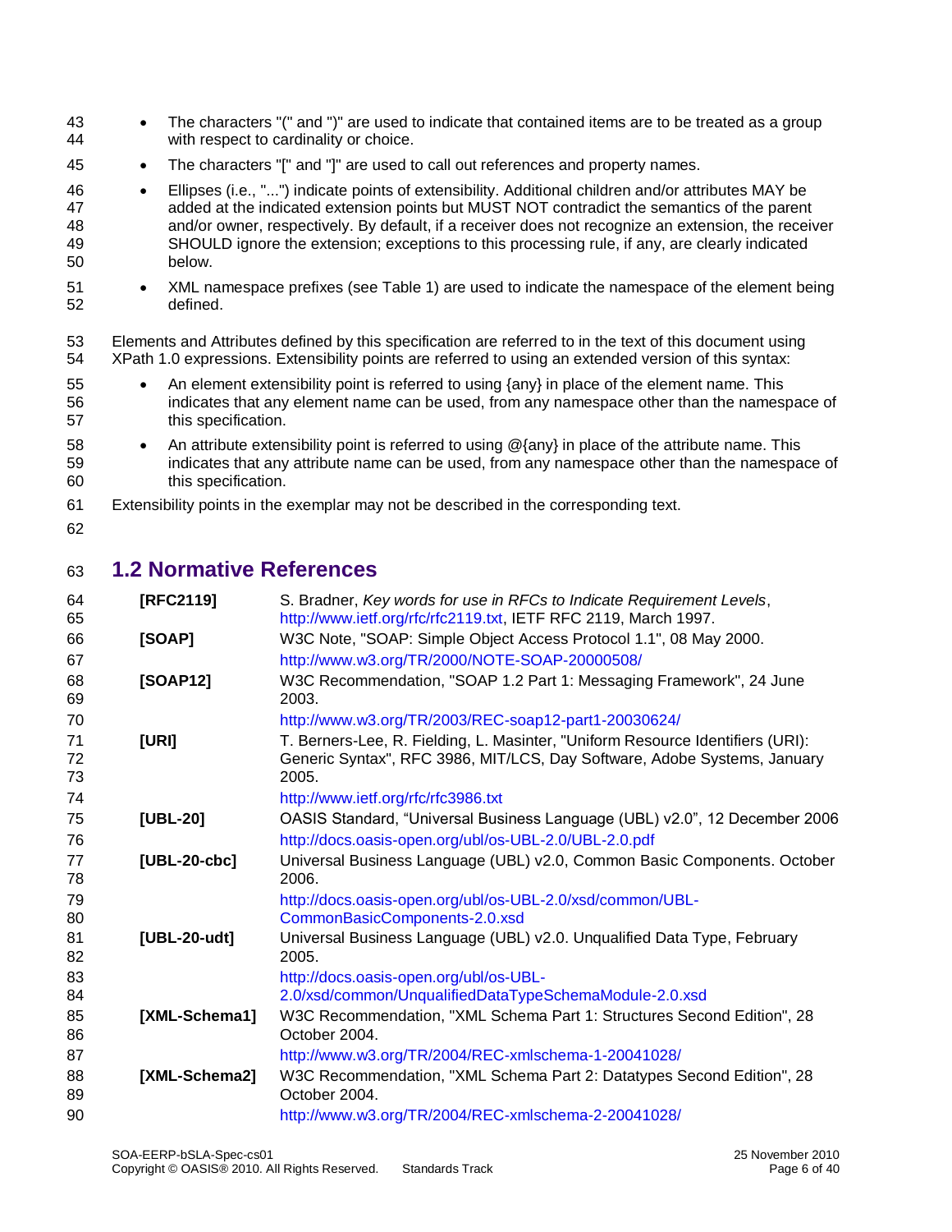- The characters "(" and ")" are used to indicate that contained items are to be treated as a group with respect to cardinality or choice.
- The characters "[" and "]" are used to call out references and property names.
- Ellipses (i.e., "...") indicate points of extensibility. Additional children and/or attributes MAY be added at the indicated extension points but MUST NOT contradict the semantics of the parent and/or owner, respectively. By default, if a receiver does not recognize an extension, the receiver SHOULD ignore the extension; exceptions to this processing rule, if any, are clearly indicated below.
- XML namespace prefixes (see Table 1) are used to indicate the namespace of the element being defined.

Elements and Attributes defined by this specification are referred to in the text of this document using XPath 1.0 expressions. Extensibility points are referred to using an extended version of this syntax:

- An element extensibility point is referred to using {any} in place of the element name. This indicates that any element name can be used, from any namespace other than the namespace of this specification.
- An attribute extensibility point is referred to using @{any} in place of the attribute name. This indicates that any attribute name can be used, from any namespace other than the namespace of this specification.

Extensibility points in the exemplar may not be described in the corresponding text.

## 1.2 Normative References

| | |
|---|---|
| **[RFC2119]** | S. Bradner, *Key words for use in RFCs to Indicate Requirement Levels*, http://www.ietf.org/rfc/rfc2119.txt, IETF RFC 2119, March 1997. |
| **[SOAP]** | W3C Note, "SOAP: Simple Object Access Protocol 1.1", 08 May 2000. http://www.w3.org/TR/2000/NOTE-SOAP-20000508/ |
| **[SOAP12]** | W3C Recommendation, "SOAP 1.2 Part 1: Messaging Framework", 24 June 2003. http://www.w3.org/TR/2003/REC-soap12-part1-20030624/ |
| **[URI]** | T. Berners-Lee, R. Fielding, L. Masinter, "Uniform Resource Identifiers (URI): Generic Syntax", RFC 3986, MIT/LCS, Day Software, Adobe Systems, January 2005. http://www.ietf.org/rfc/rfc3986.txt |
| **[UBL-20]** | OASIS Standard, "Universal Business Language (UBL) v2.0", 12 December 2006 http://docs.oasis-open.org/ubl/os-UBL-2.0/UBL-2.0.pdf |
| **[UBL-20-cbc]** | Universal Business Language (UBL) v2.0, Common Basic Components. October 2006. http://docs.oasis-open.org/ubl/os-UBL-2.0/xsd/common/UBL-CommonBasicComponents-2.0.xsd |
| **[UBL-20-udt]** | Universal Business Language (UBL) v2.0. Unqualified Data Type, February 2005. http://docs.oasis-open.org/ubl/os-UBL-2.0/xsd/common/UnqualifiedDataTypeSchemaModule-2.0.xsd |
| **[XML-Schema1]** | W3C Recommendation, "XML Schema Part 1: Structures Second Edition", 28 October 2004. http://www.w3.org/TR/2004/REC-xmlschema-1-20041028/ |
| **[XML-Schema2]** | W3C Recommendation, "XML Schema Part 2: Datatypes Second Edition", 28 October 2004. http://www.w3.org/TR/2004/REC-xmlschema-2-20041028/ |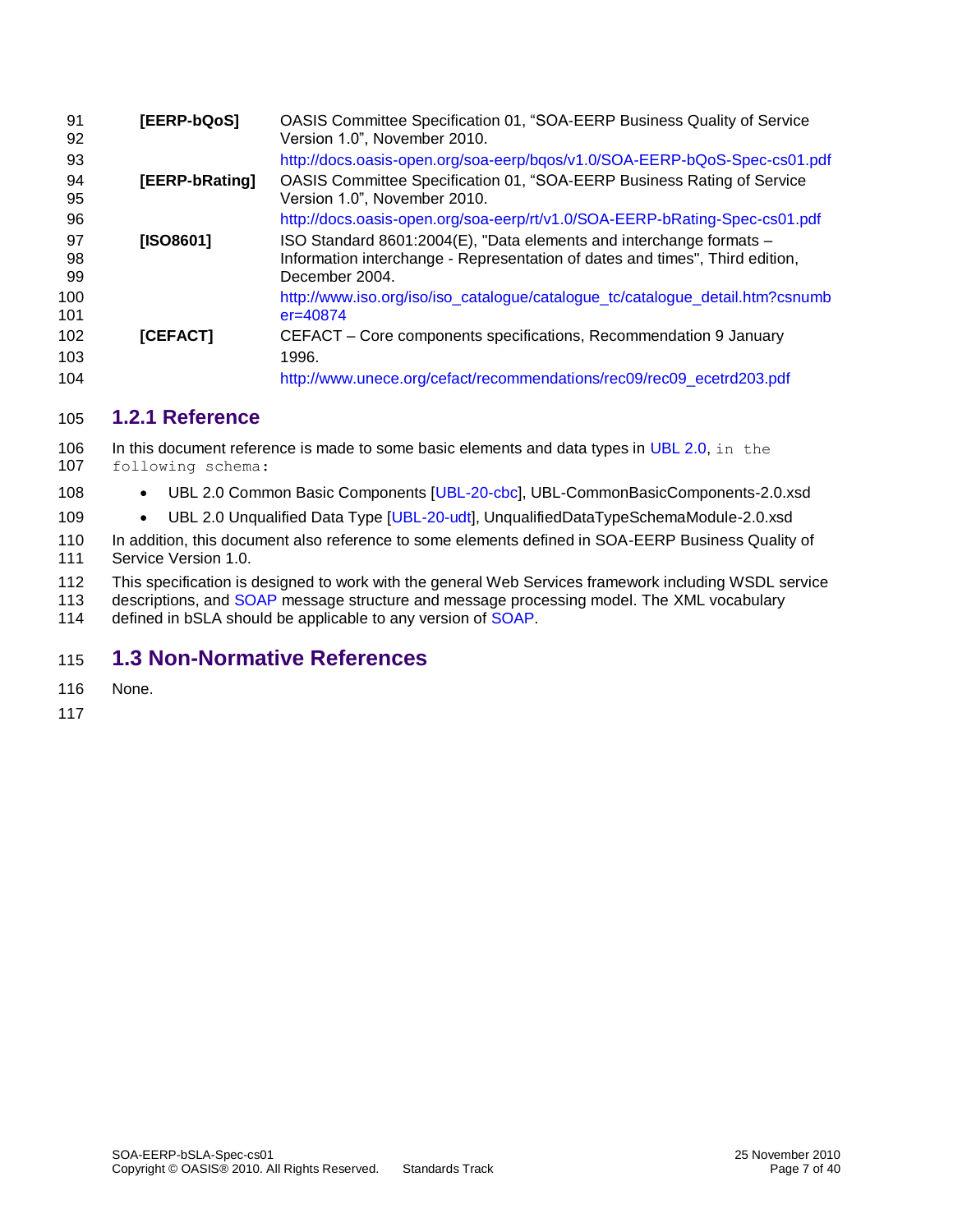**[EERP-bQoS]** OASIS Committee Specification 01, “SOA-EERP Business Quality of Service Version 1.0”, November 2010.
http://docs.oasis-open.org/soa-eerp/bqos/v1.0/SOA-EERP-bQoS-Spec-cs01.pdf

**[EERP-bRating]** OASIS Committee Specification 01, “SOA-EERP Business Rating of Service Version 1.0”, November 2010.
http://docs.oasis-open.org/soa-eerp/rt/v1.0/SOA-EERP-bRating-Spec-cs01.pdf

**[ISO8601]** ISO Standard 8601:2004(E), "Data elements and interchange formats – Information interchange - Representation of dates and times", Third edition, December 2004.
http://www.iso.org/iso/iso_catalogue/catalogue_tc/catalogue_detail.htm?csnumber=40874

**[CEFACT]** CEFACT – Core components specifications, Recommendation 9 January 1996.
http://www.unece.org/cefact/recommendations/rec09/rec09_ecetrd203.pdf

### 1.2.1 Reference

In this document reference is made to some basic elements and data types in UBL 2.0, in the following schema:

- UBL 2.0 Common Basic Components [UBL-20-cbc], UBL-CommonBasicComponents-2.0.xsd
- UBL 2.0 Unqualified Data Type [UBL-20-udt], UnqualifiedDataTypeSchemaModule-2.0.xsd

In addition, this document also reference to some elements defined in SOA-EERP Business Quality of Service Version 1.0.

This specification is designed to work with the general Web Services framework including WSDL service descriptions, and SOAP message structure and message processing model. The XML vocabulary defined in bSLA should be applicable to any version of SOAP.

## 1.3 Non-Normative References

None.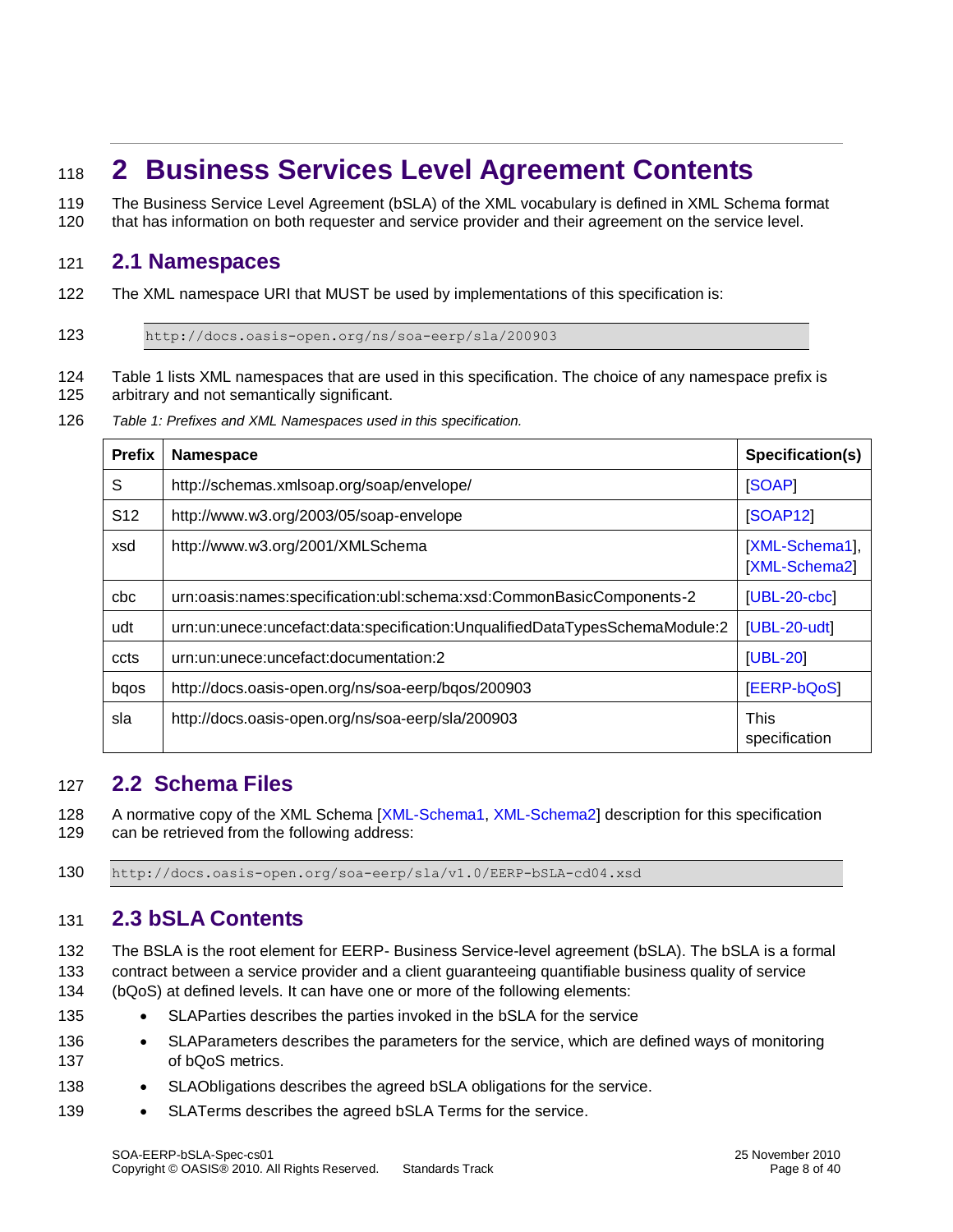# 2 Business Services Level Agreement Contents

The Business Service Level Agreement (bSLA) of the XML vocabulary is defined in XML Schema format that has information on both requester and service provider and their agreement on the service level.

## 2.1 Namespaces

The XML namespace URI that MUST be used by implementations of this specification is:

```
http://docs.oasis-open.org/ns/soa-eerp/sla/200903
```

Table 1 lists XML namespaces that are used in this specification. The choice of any namespace prefix is arbitrary and not semantically significant.

*Table 1: Prefixes and XML Namespaces used in this specification.*

| Prefix | Namespace | Specification(s) |
|---|---|---|
| S | http://schemas.xmlsoap.org/soap/envelope/ | [SOAP] |
| S12 | http://www.w3.org/2003/05/soap-envelope | [SOAP12] |
| xsd | http://www.w3.org/2001/XMLSchema | [XML-Schema1], [XML-Schema2] |
| cbc | urn:oasis:names:specification:ubl:schema:xsd:CommonBasicComponents-2 | [UBL-20-cbc] |
| udt | urn:un:unece:uncefact:data:specification:UnqualifiedDataTypesSchemaModule:2 | [UBL-20-udt] |
| ccts | urn:un:unece:uncefact:documentation:2 | [UBL-20] |
| bqos | http://docs.oasis-open.org/ns/soa-eerp/bqos/200903 | [EERP-bQoS] |
| sla | http://docs.oasis-open.org/ns/soa-eerp/sla/200903 | This specification |

## 2.2 Schema Files

A normative copy of the XML Schema [XML-Schema1, XML-Schema2] description for this specification can be retrieved from the following address:

```
http://docs.oasis-open.org/soa-eerp/sla/v1.0/EERP-bSLA-cd04.xsd
```

## 2.3 bSLA Contents

The BSLA is the root element for EERP- Business Service-level agreement (bSLA). The bSLA is a formal contract between a service provider and a client guaranteeing quantifiable business quality of service (bQoS) at defined levels. It can have one or more of the following elements:

- SLAParties describes the parties invoked in the bSLA for the service
- SLAParameters describes the parameters for the service, which are defined ways of monitoring of bQoS metrics.
- SLAObligations describes the agreed bSLA obligations for the service.
- SLATerms describes the agreed bSLA Terms for the service.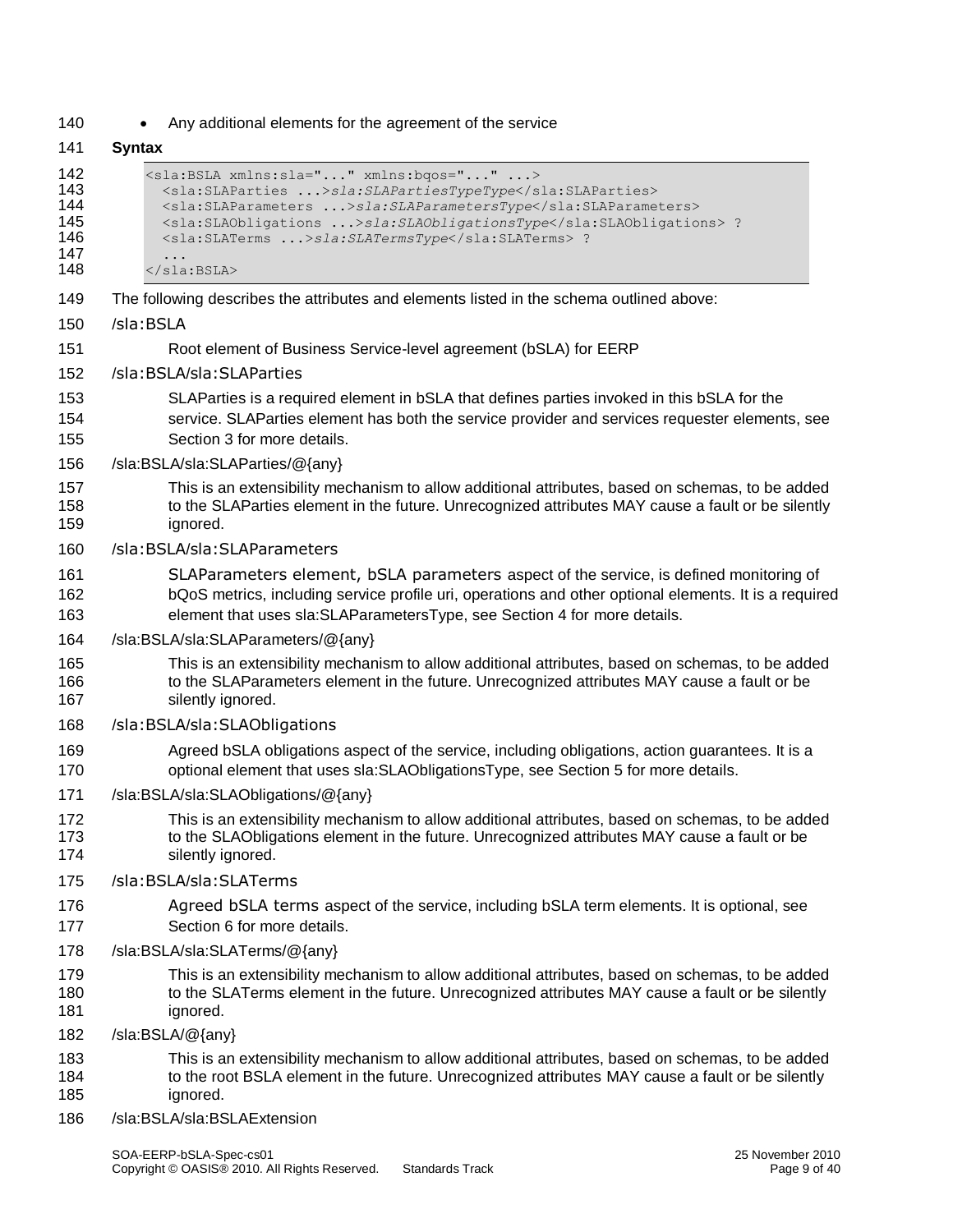- Any additional elements for the agreement of the service

**Syntax**

```
<sla:BSLA xmlns:sla="..." xmlns:bqos="..." ...>
  <sla:SLAParties ...>sla:SLAPartiesTypeType</sla:SLAParties>
  <sla:SLAParameters ...>sla:SLAParametersType</sla:SLAParameters>
  <sla:SLAObligations ...>sla:SLAObligationsType</sla:SLAObligations> ?
  <sla:SLATerms ...>sla:SLATermsType</sla:SLATerms> ?
  ...
</sla:BSLA>
```

The following describes the attributes and elements listed in the schema outlined above:

/sla:BSLA

Root element of Business Service-level agreement (bSLA) for EERP

/sla:BSLA/sla:SLAParties

SLAParties is a required element in bSLA that defines parties invoked in this bSLA for the service. SLAParties element has both the service provider and services requester elements, see Section 3 for more details.

/sla:BSLA/sla:SLAParties/@{any}

This is an extensibility mechanism to allow additional attributes, based on schemas, to be added to the SLAParties element in the future. Unrecognized attributes MAY cause a fault or be silently ignored.

/sla:BSLA/sla:SLAParameters

SLAParameters element, bSLA parameters aspect of the service, is defined monitoring of bQoS metrics, including service profile uri, operations and other optional elements. It is a required element that uses sla:SLAParametersType, see Section 4 for more details.

/sla:BSLA/sla:SLAParameters/@{any}

This is an extensibility mechanism to allow additional attributes, based on schemas, to be added to the SLAParameters element in the future. Unrecognized attributes MAY cause a fault or be silently ignored.

/sla:BSLA/sla:SLAObligations

Agreed bSLA obligations aspect of the service, including obligations, action guarantees. It is a optional element that uses sla:SLAObligationsType, see Section 5 for more details.

/sla:BSLA/sla:SLAObligations/@{any}

This is an extensibility mechanism to allow additional attributes, based on schemas, to be added to the SLAObligations element in the future. Unrecognized attributes MAY cause a fault or be silently ignored.

/sla:BSLA/sla:SLATerms

Agreed bSLA terms aspect of the service, including bSLA term elements. It is optional, see Section 6 for more details.

/sla:BSLA/sla:SLATerms/@{any}

This is an extensibility mechanism to allow additional attributes, based on schemas, to be added to the SLATerms element in the future. Unrecognized attributes MAY cause a fault or be silently ignored.

/sla:BSLA/@{any}

This is an extensibility mechanism to allow additional attributes, based on schemas, to be added to the root BSLA element in the future. Unrecognized attributes MAY cause a fault or be silently ignored.

/sla:BSLA/sla:BSLAExtension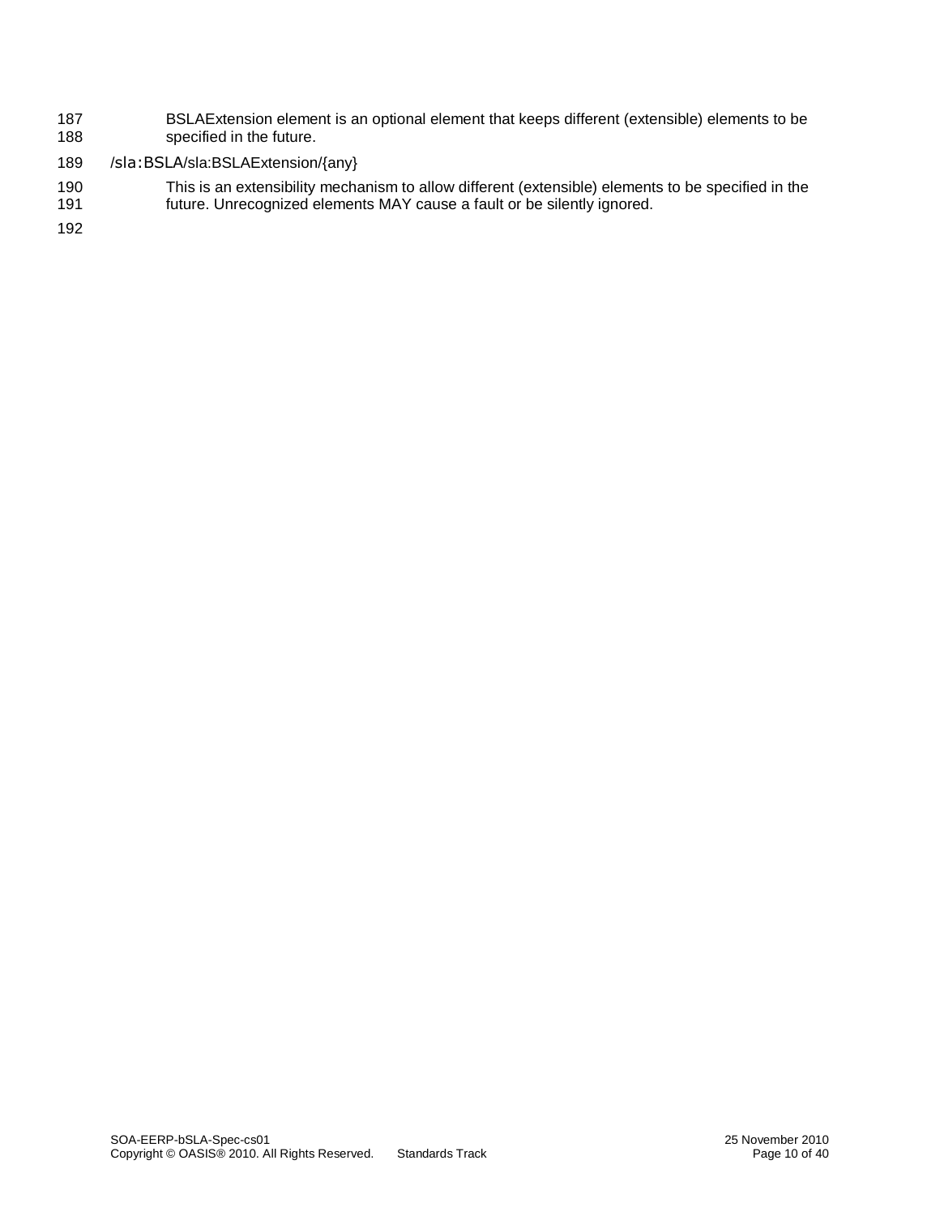BSLAExtension element is an optional element that keeps different (extensible) elements to be specified in the future.

/sla:BSLA/sla:BSLAExtension/{any}

This is an extensibility mechanism to allow different (extensible) elements to be specified in the future. Unrecognized elements MAY cause a fault or be silently ignored.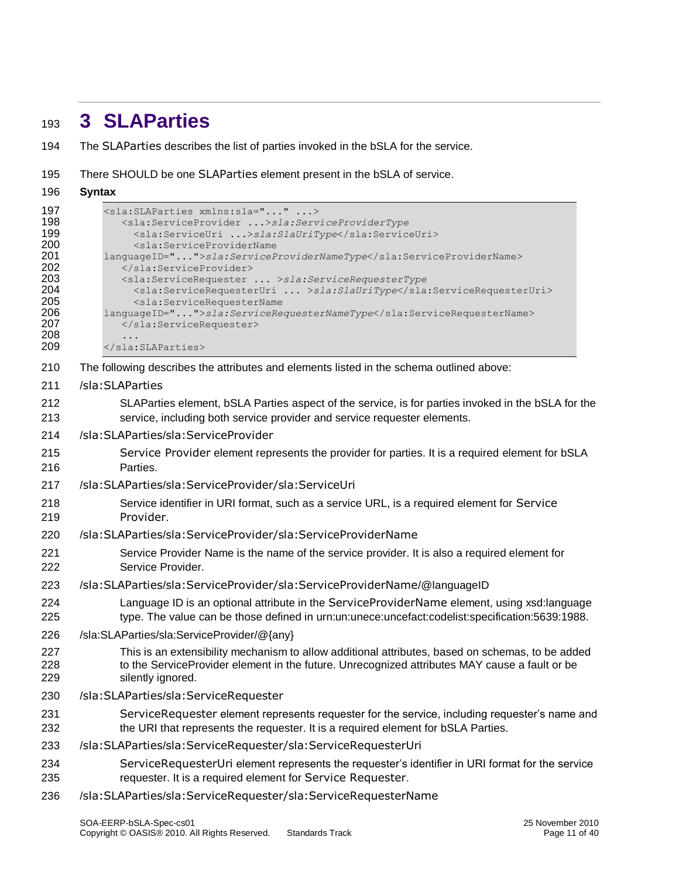# 3 SLAParties

The SLAParties describes the list of parties invoked in the bSLA for the service.

There SHOULD be one SLAParties element present in the bSLA of service.

**Syntax**

```
<sla:SLAParties xmlns:sla="..." ...>
   <sla:ServiceProvider ...>sla:ServiceProviderType
     <sla:ServiceUri ...>sla:SlaUriType</sla:ServiceUri>
     <sla:ServiceProviderName
languageID="...">sla:ServiceProviderNameType</sla:ServiceProviderName>
   </sla:ServiceProvider>
   <sla:ServiceRequester ... >sla:ServiceRequesterType
     <sla:ServiceRequesterUri ... >sla:SlaUriType</sla:ServiceRequesterUri>
     <sla:ServiceRequesterName
languageID="...">sla:ServiceRequesterNameType</sla:ServiceRequesterName>
   </sla:ServiceRequester>
   ...
</sla:SLAParties>
```

The following describes the attributes and elements listed in the schema outlined above:

/sla:SLAParties

> SLAParties element, bSLA Parties aspect of the service, is for parties invoked in the bSLA for the service, including both service provider and service requester elements.

/sla:SLAParties/sla:ServiceProvider

> Service Provider element represents the provider for parties. It is a required element for bSLA Parties.

/sla:SLAParties/sla:ServiceProvider/sla:ServiceUri

> Service identifier in URI format, such as a service URL, is a required element for Service Provider.

/sla:SLAParties/sla:ServiceProvider/sla:ServiceProviderName

> Service Provider Name is the name of the service provider. It is also a required element for Service Provider.

/sla:SLAParties/sla:ServiceProvider/sla:ServiceProviderName/@languageID

> Language ID is an optional attribute in the ServiceProviderName element, using xsd:language type. The value can be those defined in urn:un:unece:uncefact:codelist:specification:5639:1988.

/sla:SLAParties/sla:ServiceProvider/@{any}

> This is an extensibility mechanism to allow additional attributes, based on schemas, to be added to the ServiceProvider element in the future. Unrecognized attributes MAY cause a fault or be silently ignored.

/sla:SLAParties/sla:ServiceRequester

> ServiceRequester element represents requester for the service, including requester's name and the URI that represents the requester. It is a required element for bSLA Parties.

/sla:SLAParties/sla:ServiceRequester/sla:ServiceRequesterUri

> ServiceRequesterUri element represents the requester's identifier in URI format for the service requester. It is a required element for Service Requester.

/sla:SLAParties/sla:ServiceRequester/sla:ServiceRequesterName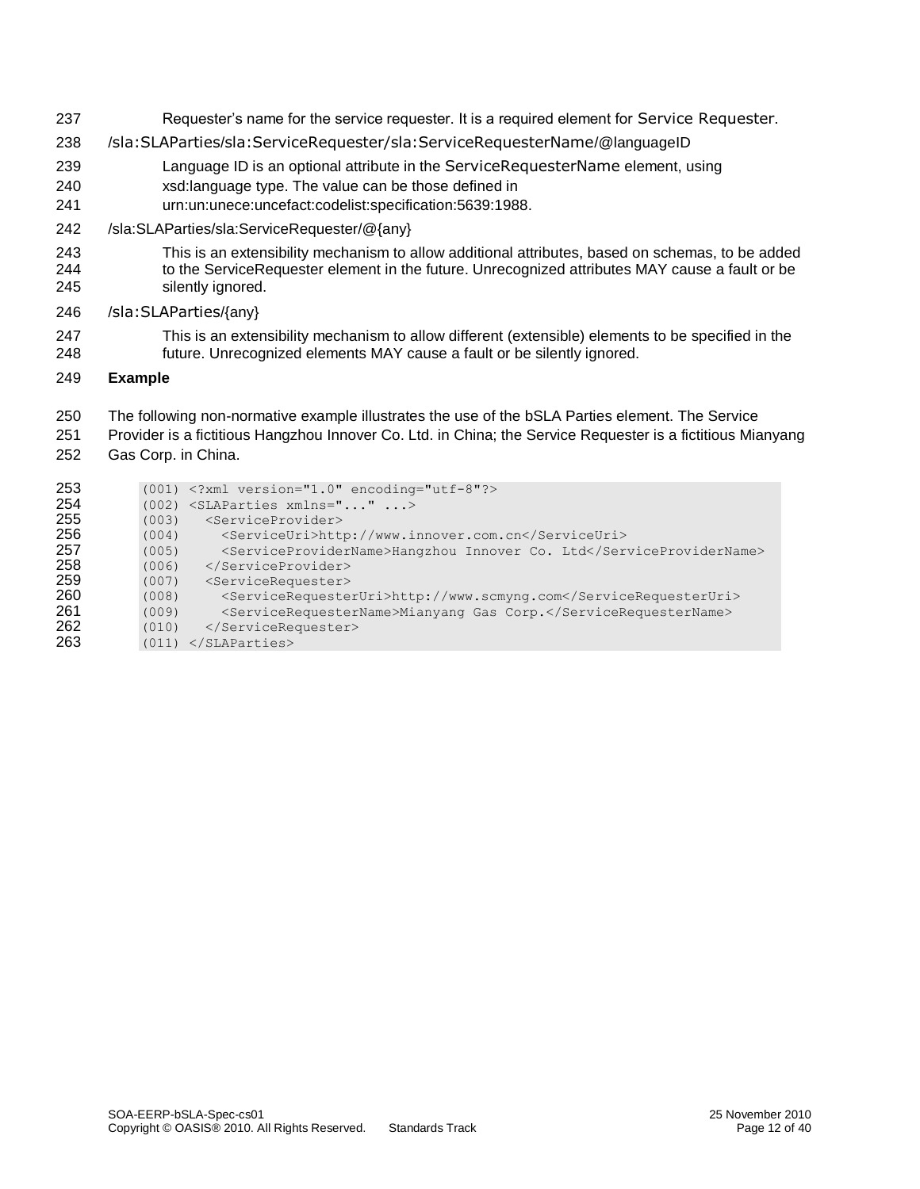Requester's name for the service requester. It is a required element for Service Requester.

/sla:SLAParties/sla:ServiceRequester/sla:ServiceRequesterName/@languageID

Language ID is an optional attribute in the ServiceRequesterName element, using xsd:language type. The value can be those defined in urn:un:unece:uncefact:codelist:specification:5639:1988.

/sla:SLAParties/sla:ServiceRequester/@{any}

This is an extensibility mechanism to allow additional attributes, based on schemas, to be added to the ServiceRequester element in the future. Unrecognized attributes MAY cause a fault or be silently ignored.

/sla:SLAParties/{any}

This is an extensibility mechanism to allow different (extensible) elements to be specified in the future. Unrecognized elements MAY cause a fault or be silently ignored.

**Example**

The following non-normative example illustrates the use of the bSLA Parties element. The Service Provider is a fictitious Hangzhou Innover Co. Ltd. in China; the Service Requester is a fictitious Mianyang Gas Corp. in China.

```
(001) <?xml version="1.0" encoding="utf-8"?>
(002) <SLAParties xmlns="..." ...>
(003)   <ServiceProvider>
(004)     <ServiceUri>http://www.innover.com.cn</ServiceUri>
(005)     <ServiceProviderName>Hangzhou Innover Co. Ltd</ServiceProviderName>
(006)   </ServiceProvider>
(007)   <ServiceRequester>
(008)     <ServiceRequesterUri>http://www.scmyng.com</ServiceRequesterUri>
(009)     <ServiceRequesterName>Mianyang Gas Corp.</ServiceRequesterName>
(010)   </ServiceRequester>
(011) </SLAParties>
```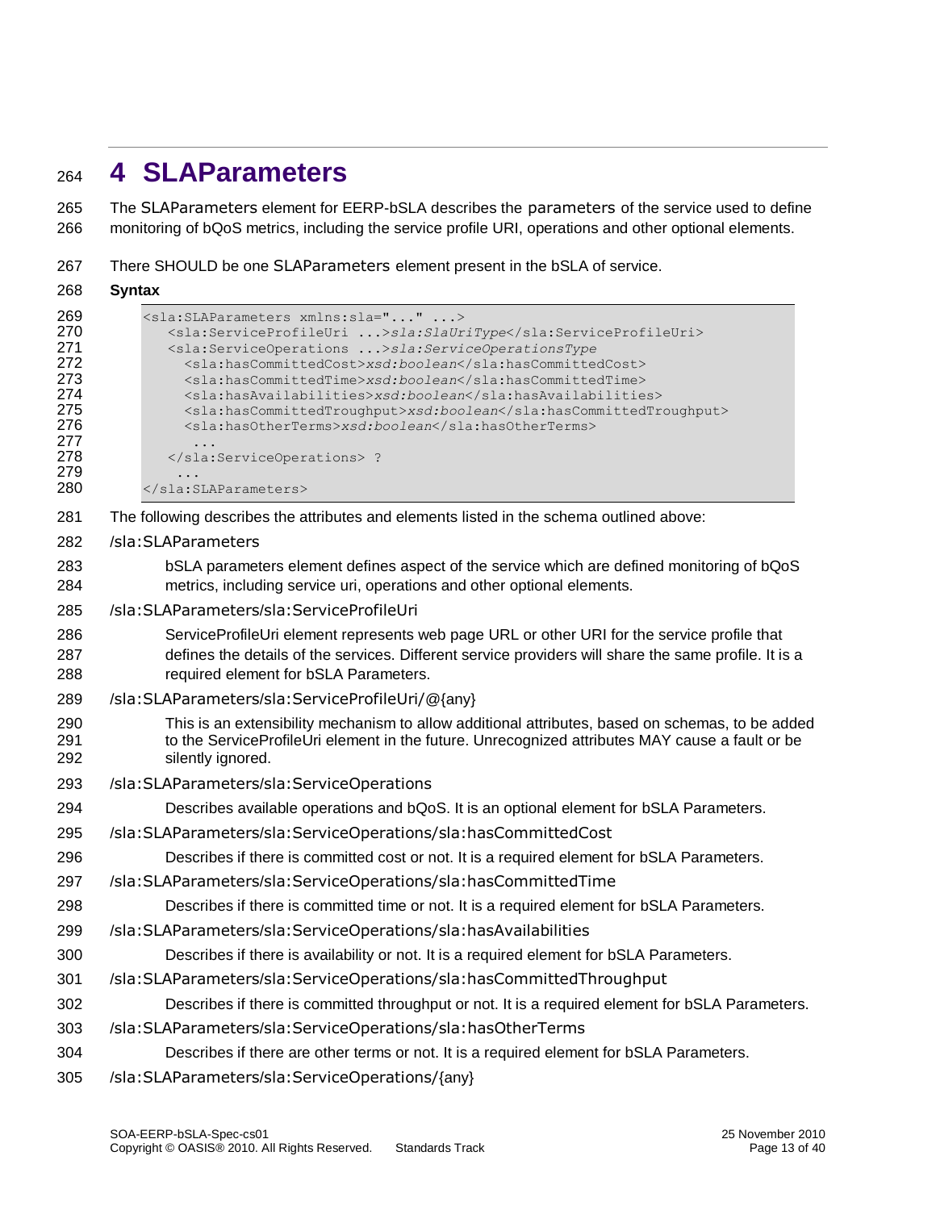# 4 SLAParameters

The SLAParameters element for EERP-bSLA describes the parameters of the service used to define monitoring of bQoS metrics, including the service profile URI, operations and other optional elements.

There SHOULD be one SLAParameters element present in the bSLA of service.

**Syntax**

```
<sla:SLAParameters xmlns:sla="..." ...>
   <sla:ServiceProfileUri ...>sla:SlaUriType</sla:ServiceProfileUri>
   <sla:ServiceOperations ...>sla:ServiceOperationsType
     <sla:hasCommittedCost>xsd:boolean</sla:hasCommittedCost>
     <sla:hasCommittedTime>xsd:boolean</sla:hasCommittedTime>
     <sla:hasAvailabilities>xsd:boolean</sla:hasAvailabilities>
     <sla:hasCommittedTroughput>xsd:boolean</sla:hasCommittedTroughput>
     <sla:hasOtherTerms>xsd:boolean</sla:hasOtherTerms>
       ...
   </sla:ServiceOperations> ?
    ...
</sla:SLAParameters>
```

The following describes the attributes and elements listed in the schema outlined above:

/sla:SLAParameters

bSLA parameters element defines aspect of the service which are defined monitoring of bQoS metrics, including service uri, operations and other optional elements.

/sla:SLAParameters/sla:ServiceProfileUri

ServiceProfileUri element represents web page URL or other URI for the service profile that defines the details of the services. Different service providers will share the same profile. It is a required element for bSLA Parameters.

/sla:SLAParameters/sla:ServiceProfileUri/@{any}

This is an extensibility mechanism to allow additional attributes, based on schemas, to be added to the ServiceProfileUri element in the future. Unrecognized attributes MAY cause a fault or be silently ignored.

/sla:SLAParameters/sla:ServiceOperations

Describes available operations and bQoS. It is an optional element for bSLA Parameters.

/sla:SLAParameters/sla:ServiceOperations/sla:hasCommittedCost

Describes if there is committed cost or not. It is a required element for bSLA Parameters.

/sla:SLAParameters/sla:ServiceOperations/sla:hasCommittedTime

Describes if there is committed time or not. It is a required element for bSLA Parameters.

/sla:SLAParameters/sla:ServiceOperations/sla:hasAvailabilities

Describes if there is availability or not. It is a required element for bSLA Parameters.

/sla:SLAParameters/sla:ServiceOperations/sla:hasCommittedThroughput

Describes if there is committed throughput or not. It is a required element for bSLA Parameters.

/sla:SLAParameters/sla:ServiceOperations/sla:hasOtherTerms

Describes if there are other terms or not. It is a required element for bSLA Parameters.

/sla:SLAParameters/sla:ServiceOperations/{any}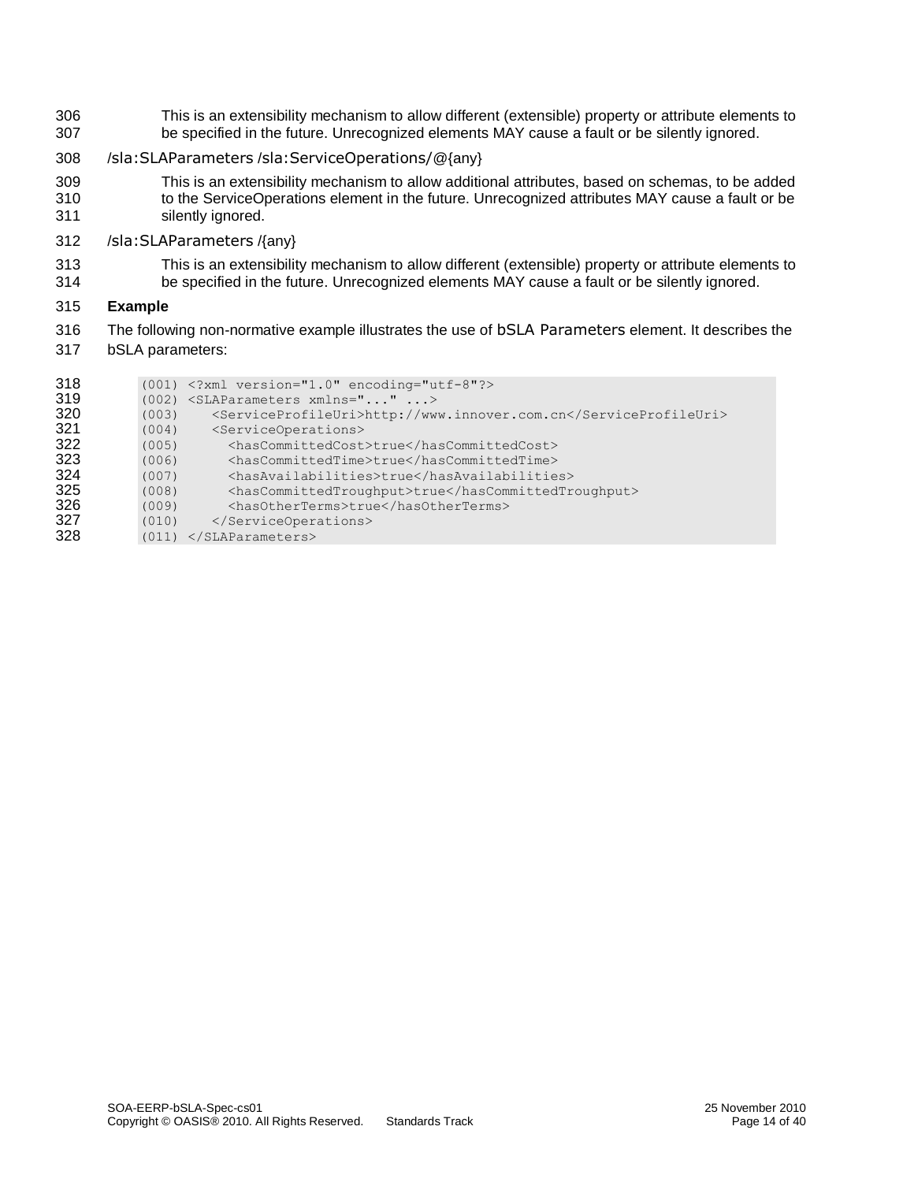This is an extensibility mechanism to allow different (extensible) property or attribute elements to be specified in the future. Unrecognized elements MAY cause a fault or be silently ignored.

/sla:SLAParameters /sla:ServiceOperations/@{any}

This is an extensibility mechanism to allow additional attributes, based on schemas, to be added to the ServiceOperations element in the future. Unrecognized attributes MAY cause a fault or be silently ignored.

/sla:SLAParameters /{any}

This is an extensibility mechanism to allow different (extensible) property or attribute elements to be specified in the future. Unrecognized elements MAY cause a fault or be silently ignored.

**Example**

The following non-normative example illustrates the use of bSLA Parameters element. It describes the bSLA parameters:

```
(001) <?xml version="1.0" encoding="utf-8"?>
(002) <SLAParameters xmlns="..." ...>
(003)    <ServiceProfileUri>http://www.innover.com.cn</ServiceProfileUri>
(004)    <ServiceOperations>
(005)      <hasCommittedCost>true</hasCommittedCost>
(006)      <hasCommittedTime>true</hasCommittedTime>
(007)      <hasAvailabilities>true</hasAvailabilities>
(008)      <hasCommittedTroughput>true</hasCommittedTroughput>
(009)      <hasOtherTerms>true</hasOtherTerms>
(010)    </ServiceOperations>
(011) </SLAParameters>
```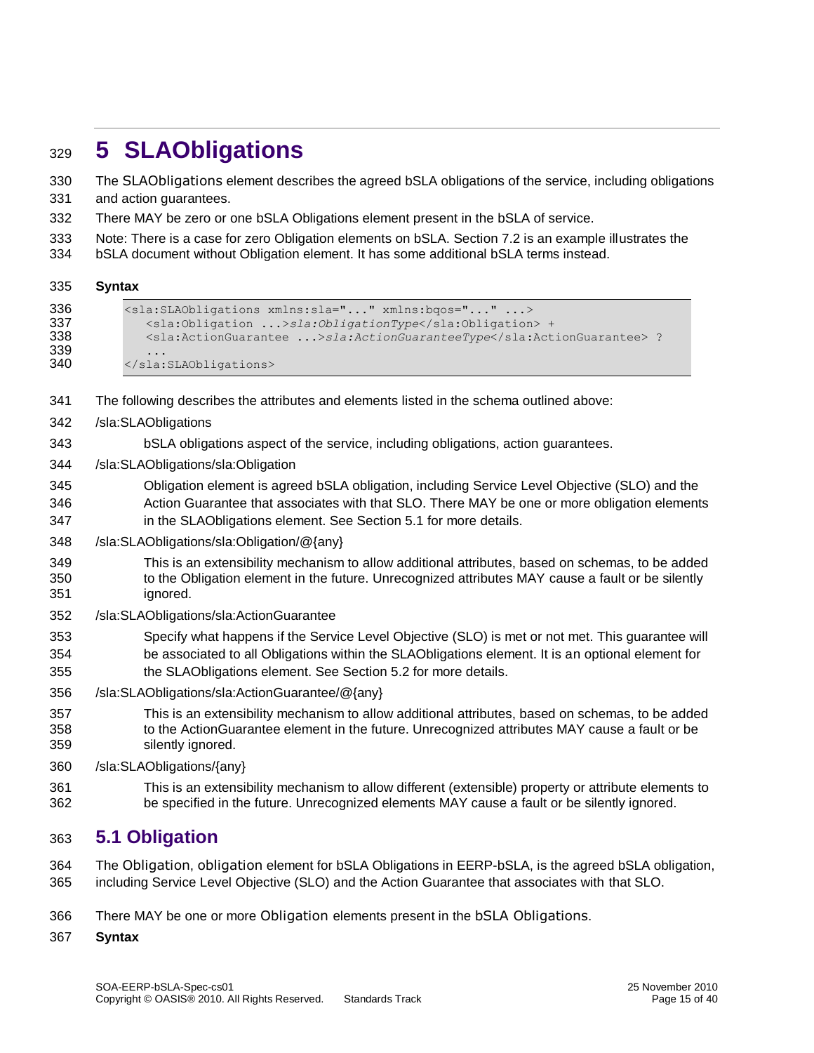# 5 SLAObligations

The SLAObligations element describes the agreed bSLA obligations of the service, including obligations and action guarantees.

There MAY be zero or one bSLA Obligations element present in the bSLA of service.

Note: There is a case for zero Obligation elements on bSLA. Section 7.2 is an example illustrates the bSLA document without Obligation element. It has some additional bSLA terms instead.

**Syntax**

```
<sla:SLAObligations xmlns:sla="..." xmlns:bqos="..." ...>
   <sla:Obligation ...>sla:ObligationType</sla:Obligation> +
   <sla:ActionGuarantee ...>sla:ActionGuaranteeType</sla:ActionGuarantee> ?
   ...
</sla:SLAObligations>
```

The following describes the attributes and elements listed in the schema outlined above:

/sla:SLAObligations

bSLA obligations aspect of the service, including obligations, action guarantees.

/sla:SLAObligations/sla:Obligation

Obligation element is agreed bSLA obligation, including Service Level Objective (SLO) and the Action Guarantee that associates with that SLO. There MAY be one or more obligation elements in the SLAObligations element. See Section 5.1 for more details.

/sla:SLAObligations/sla:Obligation/@{any}

This is an extensibility mechanism to allow additional attributes, based on schemas, to be added to the Obligation element in the future. Unrecognized attributes MAY cause a fault or be silently ignored.

/sla:SLAObligations/sla:ActionGuarantee

Specify what happens if the Service Level Objective (SLO) is met or not met. This guarantee will be associated to all Obligations within the SLAObligations element. It is an optional element for the SLAObligations element. See Section 5.2 for more details.

/sla:SLAObligations/sla:ActionGuarantee/@{any}

This is an extensibility mechanism to allow additional attributes, based on schemas, to be added to the ActionGuarantee element in the future. Unrecognized attributes MAY cause a fault or be silently ignored.

/sla:SLAObligations/{any}

This is an extensibility mechanism to allow different (extensible) property or attribute elements to be specified in the future. Unrecognized elements MAY cause a fault or be silently ignored.

## 5.1 Obligation

The Obligation, obligation element for bSLA Obligations in EERP-bSLA, is the agreed bSLA obligation, including Service Level Objective (SLO) and the Action Guarantee that associates with that SLO.

There MAY be one or more Obligation elements present in the bSLA Obligations.

**Syntax**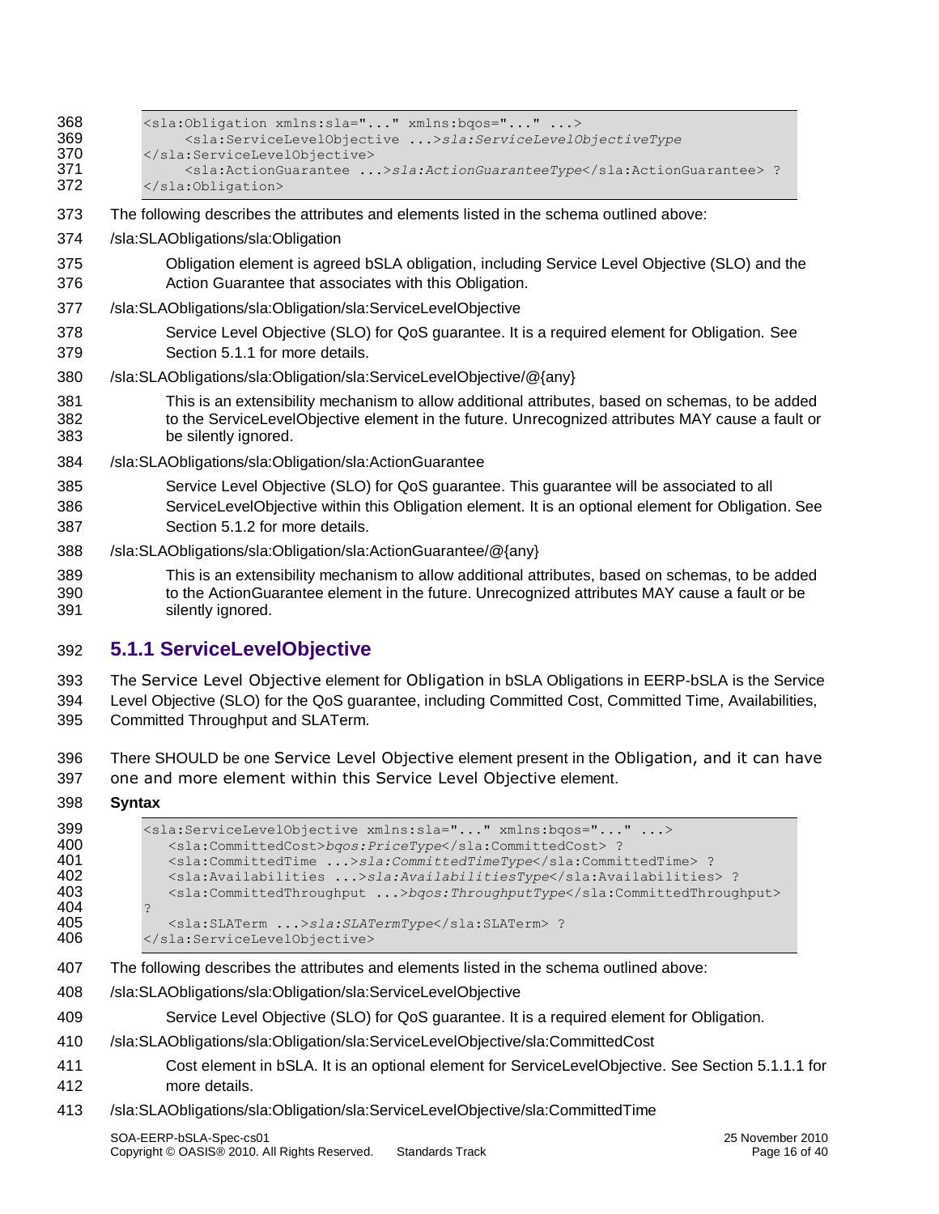```
<sla:Obligation xmlns:sla="..." xmlns:bqos="..." ...>
     <sla:ServiceLevelObjective ...>sla:ServiceLevelObjectiveType
</sla:ServiceLevelObjective>
     <sla:ActionGuarantee ...>sla:ActionGuaranteeType</sla:ActionGuarantee> ?
</sla:Obligation>
```

The following describes the attributes and elements listed in the schema outlined above:

/sla:SLAObligations/sla:Obligation

> Obligation element is agreed bSLA obligation, including Service Level Objective (SLO) and the Action Guarantee that associates with this Obligation.

/sla:SLAObligations/sla:Obligation/sla:ServiceLevelObjective

> Service Level Objective (SLO) for QoS guarantee. It is a required element for Obligation. See Section 5.1.1 for more details.

/sla:SLAObligations/sla:Obligation/sla:ServiceLevelObjective/@{any}

> This is an extensibility mechanism to allow additional attributes, based on schemas, to be added to the ServiceLevelObjective element in the future. Unrecognized attributes MAY cause a fault or be silently ignored.

/sla:SLAObligations/sla:Obligation/sla:ActionGuarantee

> Service Level Objective (SLO) for QoS guarantee. This guarantee will be associated to all ServiceLevelObjective within this Obligation element. It is an optional element for Obligation. See Section 5.1.2 for more details.

/sla:SLAObligations/sla:Obligation/sla:ActionGuarantee/@{any}

> This is an extensibility mechanism to allow additional attributes, based on schemas, to be added to the ActionGuarantee element in the future. Unrecognized attributes MAY cause a fault or be silently ignored.

### 5.1.1 ServiceLevelObjective

The Service Level Objective element for Obligation in bSLA Obligations in EERP-bSLA is the Service Level Objective (SLO) for the QoS guarantee, including Committed Cost, Committed Time, Availabilities, Committed Throughput and SLATerm.

There SHOULD be one Service Level Objective element present in the Obligation, and it can have one and more element within this Service Level Objective element.

**Syntax**

```
<sla:ServiceLevelObjective xmlns:sla="..." xmlns:bqos="..." ...>
   <sla:CommittedCost>bqos:PriceType</sla:CommittedCost> ?
   <sla:CommittedTime ...>sla:CommittedTimeType</sla:CommittedTime> ?
   <sla:Availabilities ...>sla:AvailabilitiesType</sla:Availabilities> ?
   <sla:CommittedThroughput ...>bqos:ThroughputType</sla:CommittedThroughput>
?
   <sla:SLATerm ...>sla:SLATermType</sla:SLATerm> ?
</sla:ServiceLevelObjective>
```

The following describes the attributes and elements listed in the schema outlined above:

/sla:SLAObligations/sla:Obligation/sla:ServiceLevelObjective

> Service Level Objective (SLO) for QoS guarantee. It is a required element for Obligation.

/sla:SLAObligations/sla:Obligation/sla:ServiceLevelObjective/sla:CommittedCost

> Cost element in bSLA. It is an optional element for ServiceLevelObjective. See Section 5.1.1.1 for more details.

/sla:SLAObligations/sla:Obligation/sla:ServiceLevelObjective/sla:CommittedTime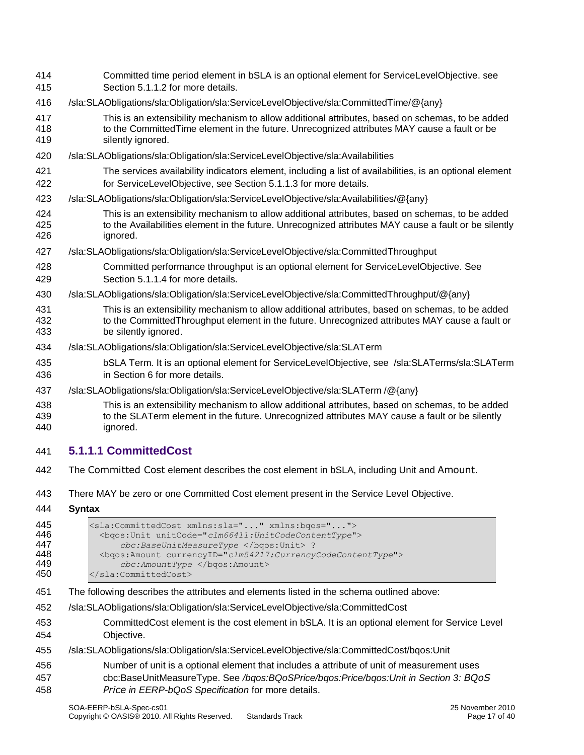Committed time period element in bSLA is an optional element for ServiceLevelObjective. see Section 5.1.1.2 for more details.

/sla:SLAObligations/sla:Obligation/sla:ServiceLevelObjective/sla:CommittedTime/@{any}

This is an extensibility mechanism to allow additional attributes, based on schemas, to be added to the CommittedTime element in the future. Unrecognized attributes MAY cause a fault or be silently ignored.

/sla:SLAObligations/sla:Obligation/sla:ServiceLevelObjective/sla:Availabilities

The services availability indicators element, including a list of availabilities, is an optional element for ServiceLevelObjective, see Section 5.1.1.3 for more details.

/sla:SLAObligations/sla:Obligation/sla:ServiceLevelObjective/sla:Availabilities/@{any}

This is an extensibility mechanism to allow additional attributes, based on schemas, to be added to the Availabilities element in the future. Unrecognized attributes MAY cause a fault or be silently ignored.

/sla:SLAObligations/sla:Obligation/sla:ServiceLevelObjective/sla:CommittedThroughput

Committed performance throughput is an optional element for ServiceLevelObjective. See Section 5.1.1.4 for more details.

/sla:SLAObligations/sla:Obligation/sla:ServiceLevelObjective/sla:CommittedThroughput/@{any}

This is an extensibility mechanism to allow additional attributes, based on schemas, to be added to the CommittedThroughput element in the future. Unrecognized attributes MAY cause a fault or be silently ignored.

/sla:SLAObligations/sla:Obligation/sla:ServiceLevelObjective/sla:SLATerm

bSLA Term. It is an optional element for ServiceLevelObjective, see /sla:SLATerms/sla:SLATerm in Section 6 for more details.

/sla:SLAObligations/sla:Obligation/sla:ServiceLevelObjective/sla:SLATerm /@{any}

This is an extensibility mechanism to allow additional attributes, based on schemas, to be added to the SLATerm element in the future. Unrecognized attributes MAY cause a fault or be silently ignored.

#### 5.1.1.1 CommittedCost

The Committed Cost element describes the cost element in bSLA, including Unit and Amount.

There MAY be zero or one Committed Cost element present in the Service Level Objective.

**Syntax**

```
<sla:CommittedCost xmlns:sla="..." xmlns:bqos="...">
  <bqos:Unit unitCode="clm66411:UnitCodeContentType">
      cbc:BaseUnitMeasureType </bqos:Unit> ?
  <bqos:Amount currencyID="clm54217:CurrencyCodeContentType">
      cbc:AmountType </bqos:Amount>
</sla:CommittedCost>
```

The following describes the attributes and elements listed in the schema outlined above:

/sla:SLAObligations/sla:Obligation/sla:ServiceLevelObjective/sla:CommittedCost

CommittedCost element is the cost element in bSLA. It is an optional element for Service Level Objective.

/sla:SLAObligations/sla:Obligation/sla:ServiceLevelObjective/sla:CommittedCost/bqos:Unit

Number of unit is a optional element that includes a attribute of unit of measurement uses cbc:BaseUnitMeasureType. See */bqos:BQoSPrice/bqos:Price/bqos:Unit in Section 3: BQoS Price in EERP-bQoS Specification* for more details.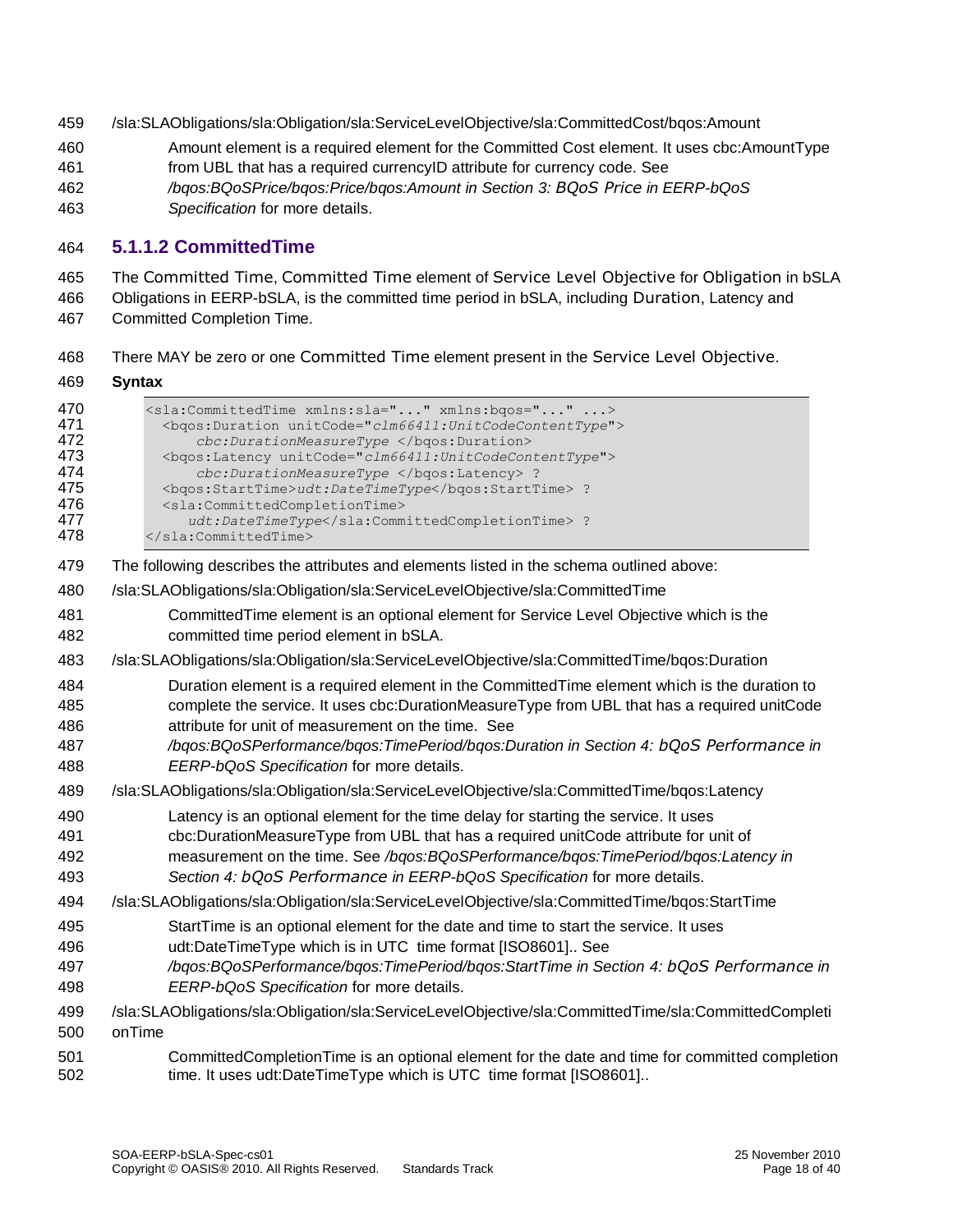/sla:SLAObligations/sla:Obligation/sla:ServiceLevelObjective/sla:CommittedCost/bqos:Amount

> Amount element is a required element for the Committed Cost element. It uses cbc:AmountType from UBL that has a required currencyID attribute for currency code. See */bqos:BQoSPrice/bqos:Price/bqos:Amount in Section 3: BQoS Price in EERP-bQoS Specification* for more details.

### 5.1.1.2 CommittedTime

The Committed Time, Committed Time element of Service Level Objective for Obligation in bSLA Obligations in EERP-bSLA, is the committed time period in bSLA, including Duration, Latency and Committed Completion Time.

There MAY be zero or one Committed Time element present in the Service Level Objective.

**Syntax**

```
<sla:CommittedTime xmlns:sla="..." xmlns:bqos="..." ...>
  <bqos:Duration unitCode="clm66411:UnitCodeContentType">
      cbc:DurationMeasureType </bqos:Duration>
  <bqos:Latency unitCode="clm66411:UnitCodeContentType">
      cbc:DurationMeasureType </bqos:Latency> ?
  <bqos:StartTime>udt:DateTimeType</bqos:StartTime> ?
  <sla:CommittedCompletionTime>
     udt:DateTimeType</sla:CommittedCompletionTime> ?
</sla:CommittedTime>
```

The following describes the attributes and elements listed in the schema outlined above:

/sla:SLAObligations/sla:Obligation/sla:ServiceLevelObjective/sla:CommittedTime

> CommittedTime element is an optional element for Service Level Objective which is the committed time period element in bSLA.

/sla:SLAObligations/sla:Obligation/sla:ServiceLevelObjective/sla:CommittedTime/bqos:Duration

> Duration element is a required element in the CommittedTime element which is the duration to complete the service. It uses cbc:DurationMeasureType from UBL that has a required unitCode attribute for unit of measurement on the time. See */bqos:BQoSPerformance/bqos:TimePeriod/bqos:Duration in Section 4: bQoS Performance in EERP-bQoS Specification* for more details.

/sla:SLAObligations/sla:Obligation/sla:ServiceLevelObjective/sla:CommittedTime/bqos:Latency

> Latency is an optional element for the time delay for starting the service. It uses cbc:DurationMeasureType from UBL that has a required unitCode attribute for unit of measurement on the time. See */bqos:BQoSPerformance/bqos:TimePeriod/bqos:Latency in Section 4: bQoS Performance in EERP-bQoS Specification* for more details.

/sla:SLAObligations/sla:Obligation/sla:ServiceLevelObjective/sla:CommittedTime/bqos:StartTime

> StartTime is an optional element for the date and time to start the service. It uses udt:DateTimeType which is in UTC time format [ISO8601].. See */bqos:BQoSPerformance/bqos:TimePeriod/bqos:StartTime in Section 4: bQoS Performance in EERP-bQoS Specification* for more details.

/sla:SLAObligations/sla:Obligation/sla:ServiceLevelObjective/sla:CommittedTime/sla:CommittedCompletionTime

> CommittedCompletionTime is an optional element for the date and time for committed completion time. It uses udt:DateTimeType which is UTC time format [ISO8601]..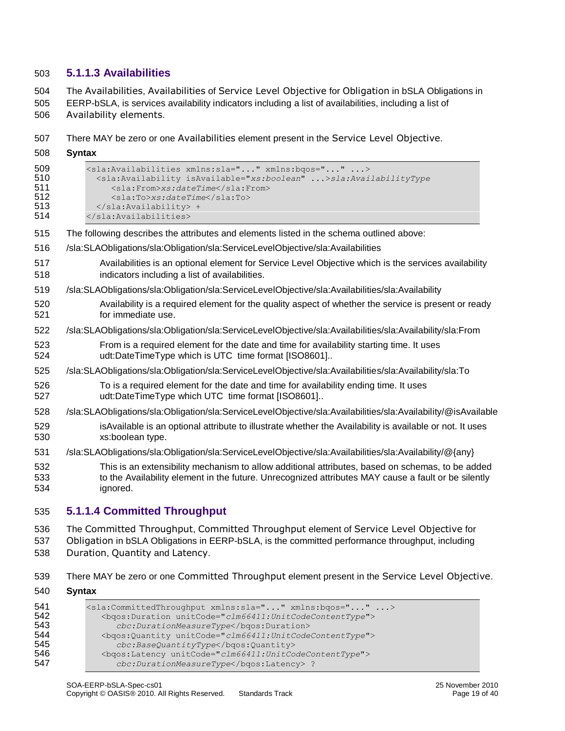#### 5.1.1.3 Availabilities

The Availabilities, Availabilities of Service Level Objective for Obligation in bSLA Obligations in EERP-bSLA, is services availability indicators including a list of availabilities, including a list of Availability elements.

There MAY be zero or one Availabilities element present in the Service Level Objective.

**Syntax**

```
<sla:Availabilities xmlns:sla="..." xmlns:bqos="..." ...>
  <sla:Availability isAvailable="xs:boolean" ...>sla:AvailabilityType
     <sla:From>xs:dateTime</sla:From>
     <sla:To>xs:dateTime</sla:To>
  </sla:Availability> +
</sla:Availabilities>
```

The following describes the attributes and elements listed in the schema outlined above:

/sla:SLAObligations/sla:Obligation/sla:ServiceLevelObjective/sla:Availabilities

> Availabilities is an optional element for Service Level Objective which is the services availability indicators including a list of availabilities.

/sla:SLAObligations/sla:Obligation/sla:ServiceLevelObjective/sla:Availabilities/sla:Availability

> Availability is a required element for the quality aspect of whether the service is present or ready for immediate use.

/sla:SLAObligations/sla:Obligation/sla:ServiceLevelObjective/sla:Availabilities/sla:Availability/sla:From

> From is a required element for the date and time for availability starting time. It uses udt:DateTimeType which is UTC time format [ISO8601]..

/sla:SLAObligations/sla:Obligation/sla:ServiceLevelObjective/sla:Availabilities/sla:Availability/sla:To

> To is a required element for the date and time for availability ending time. It uses udt:DateTimeType which UTC time format [ISO8601]..

/sla:SLAObligations/sla:Obligation/sla:ServiceLevelObjective/sla:Availabilities/sla:Availability/@isAvailable

> isAvailable is an optional attribute to illustrate whether the Availability is available or not. It uses xs:boolean type.

/sla:SLAObligations/sla:Obligation/sla:ServiceLevelObjective/sla:Availabilities/sla:Availability/@{any}

> This is an extensibility mechanism to allow additional attributes, based on schemas, to be added to the Availability element in the future. Unrecognized attributes MAY cause a fault or be silently ignored.

#### 5.1.1.4 Committed Throughput

The Committed Throughput, Committed Throughput element of Service Level Objective for Obligation in bSLA Obligations in EERP-bSLA, is the committed performance throughput, including Duration, Quantity and Latency.

There MAY be zero or one Committed Throughput element present in the Service Level Objective.

**Syntax**

```
<sla:CommittedThroughput xmlns:sla="..." xmlns:bqos="..." ...>
   <bqos:Duration unitCode="clm66411:UnitCodeContentType">
      cbc:DurationMeasureType</bqos:Duration>
   <bqos:Quantity unitCode="clm66411:UnitCodeContentType">
      cbc:BaseQuantityType</bqos:Quantity>
   <bqos:Latency unitCode="clm66411:UnitCodeContentType">
      cbc:DurationMeasureType</bqos:Latency> ?
```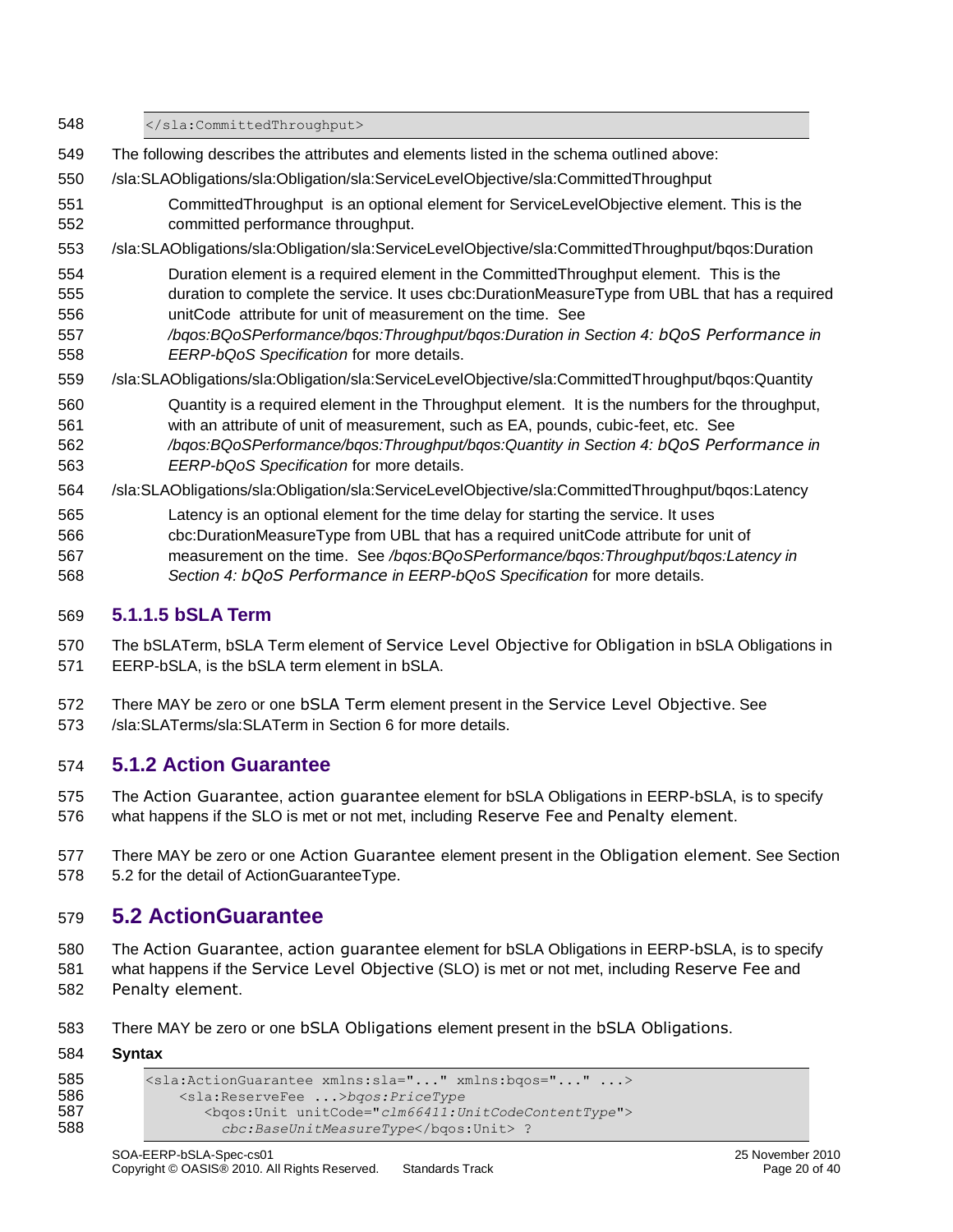```
</sla:CommittedThroughput>
```

The following describes the attributes and elements listed in the schema outlined above:

/sla:SLAObligations/sla:Obligation/sla:ServiceLevelObjective/sla:CommittedThroughput

> CommittedThroughput is an optional element for ServiceLevelObjective element. This is the committed performance throughput.

/sla:SLAObligations/sla:Obligation/sla:ServiceLevelObjective/sla:CommittedThroughput/bqos:Duration

> Duration element is a required element in the CommittedThroughput element. This is the duration to complete the service. It uses cbc:DurationMeasureType from UBL that has a required unitCode attribute for unit of measurement on the time. See */bqos:BQoSPerformance/bqos:Throughput/bqos:Duration in Section 4: bQoS Performance in EERP-bQoS Specification* for more details.

/sla:SLAObligations/sla:Obligation/sla:ServiceLevelObjective/sla:CommittedThroughput/bqos:Quantity

> Quantity is a required element in the Throughput element. It is the numbers for the throughput, with an attribute of unit of measurement, such as EA, pounds, cubic-feet, etc. See */bqos:BQoSPerformance/bqos:Throughput/bqos:Quantity in Section 4: bQoS Performance in EERP-bQoS Specification* for more details.

/sla:SLAObligations/sla:Obligation/sla:ServiceLevelObjective/sla:CommittedThroughput/bqos:Latency

> Latency is an optional element for the time delay for starting the service. It uses cbc:DurationMeasureType from UBL that has a required unitCode attribute for unit of measurement on the time. See */bqos:BQoSPerformance/bqos:Throughput/bqos:Latency in Section 4: bQoS Performance in EERP-bQoS Specification* for more details.

#### 5.1.1.5 bSLA Term

The bSLATerm, bSLA Term element of Service Level Objective for Obligation in bSLA Obligations in EERP-bSLA, is the bSLA term element in bSLA.

There MAY be zero or one bSLA Term element present in the Service Level Objective. See /sla:SLATerms/sla:SLATerm in Section 6 for more details.

### 5.1.2 Action Guarantee

The Action Guarantee, action guarantee element for bSLA Obligations in EERP-bSLA, is to specify what happens if the SLO is met or not met, including Reserve Fee and Penalty element.

There MAY be zero or one Action Guarantee element present in the Obligation element. See Section 5.2 for the detail of ActionGuaranteeType.

## 5.2 ActionGuarantee

The Action Guarantee, action guarantee element for bSLA Obligations in EERP-bSLA, is to specify what happens if the Service Level Objective (SLO) is met or not met, including Reserve Fee and Penalty element.

There MAY be zero or one bSLA Obligations element present in the bSLA Obligations.

**Syntax**

```
<sla:ActionGuarantee xmlns:sla="..." xmlns:bqos="..." ...>
    <sla:ReserveFee ...>bqos:PriceType
       <bqos:Unit unitCode="clm66411:UnitCodeContentType">
         cbc:BaseUnitMeasureType</bqos:Unit> ?
```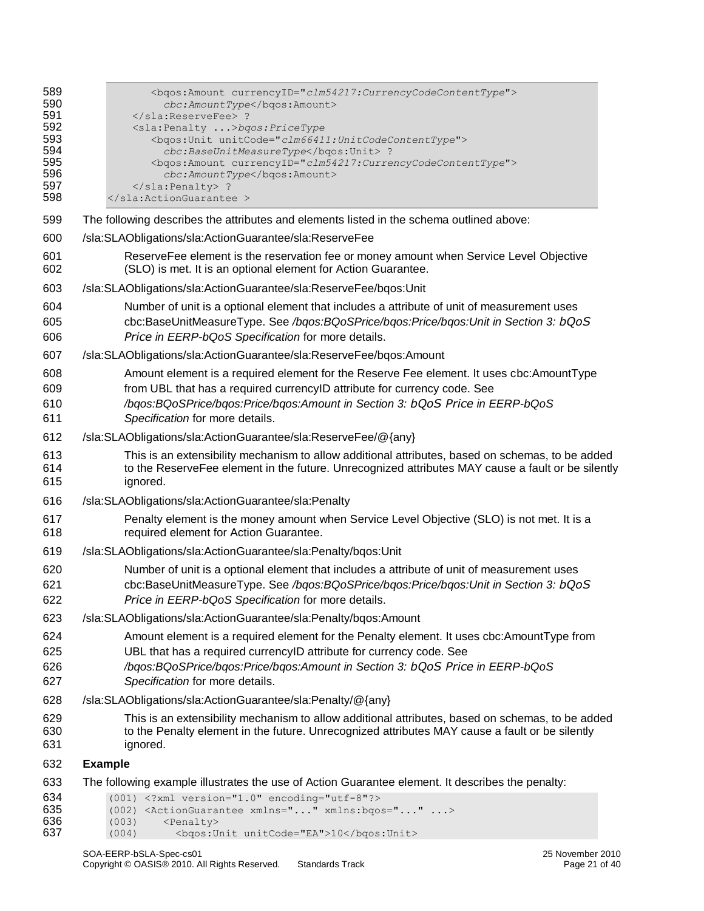```
        <bqos:Amount currencyID="clm54217:CurrencyCodeContentType">
          cbc:AmountType</bqos:Amount>
      </sla:ReserveFee> ?
      <sla:Penalty ...>bqos:PriceType
        <bqos:Unit unitCode="clm66411:UnitCodeContentType">
          cbc:BaseUnitMeasureType</bqos:Unit> ?
        <bqos:Amount currencyID="clm54217:CurrencyCodeContentType">
          cbc:AmountType</bqos:Amount>
      </sla:Penalty> ?
</sla:ActionGuarantee >
```

The following describes the attributes and elements listed in the schema outlined above:

/sla:SLAObligations/sla:ActionGuarantee/sla:ReserveFee

> ReserveFee element is the reservation fee or money amount when Service Level Objective (SLO) is met. It is an optional element for Action Guarantee.

/sla:SLAObligations/sla:ActionGuarantee/sla:ReserveFee/bqos:Unit

> Number of unit is a optional element that includes a attribute of unit of measurement uses cbc:BaseUnitMeasureType. See */bqos:BQoSPrice/bqos:Price/bqos:Unit in Section 3: bQoS Price in EERP-bQoS Specification* for more details.

/sla:SLAObligations/sla:ActionGuarantee/sla:ReserveFee/bqos:Amount

> Amount element is a required element for the Reserve Fee element. It uses cbc:AmountType from UBL that has a required currencyID attribute for currency code. See */bqos:BQoSPrice/bqos:Price/bqos:Amount in Section 3: bQoS Price in EERP-bQoS Specification* for more details.

/sla:SLAObligations/sla:ActionGuarantee/sla:ReserveFee/@{any}

> This is an extensibility mechanism to allow additional attributes, based on schemas, to be added to the ReserveFee element in the future. Unrecognized attributes MAY cause a fault or be silently ignored.

/sla:SLAObligations/sla:ActionGuarantee/sla:Penalty

> Penalty element is the money amount when Service Level Objective (SLO) is not met. It is a required element for Action Guarantee.

/sla:SLAObligations/sla:ActionGuarantee/sla:Penalty/bqos:Unit

> Number of unit is a optional element that includes a attribute of unit of measurement uses cbc:BaseUnitMeasureType. See */bqos:BQoSPrice/bqos:Price/bqos:Unit in Section 3: bQoS Price in EERP-bQoS Specification* for more details.

/sla:SLAObligations/sla:ActionGuarantee/sla:Penalty/bqos:Amount

> Amount element is a required element for the Penalty element. It uses cbc:AmountType from UBL that has a required currencyID attribute for currency code. See */bqos:BQoSPrice/bqos:Price/bqos:Amount in Section 3: bQoS Price in EERP-bQoS Specification* for more details.

/sla:SLAObligations/sla:ActionGuarantee/sla:Penalty/@{any}

> This is an extensibility mechanism to allow additional attributes, based on schemas, to be added to the Penalty element in the future. Unrecognized attributes MAY cause a fault or be silently ignored.

**Example**

The following example illustrates the use of Action Guarantee element. It describes the penalty:

```
(001) <?xml version="1.0" encoding="utf-8"?>
(002) <ActionGuarantee xmlns="..." xmlns:bqos="..." ...>
(003)    <Penalty>
(004)      <bqos:Unit unitCode="EA">10</bqos:Unit>
```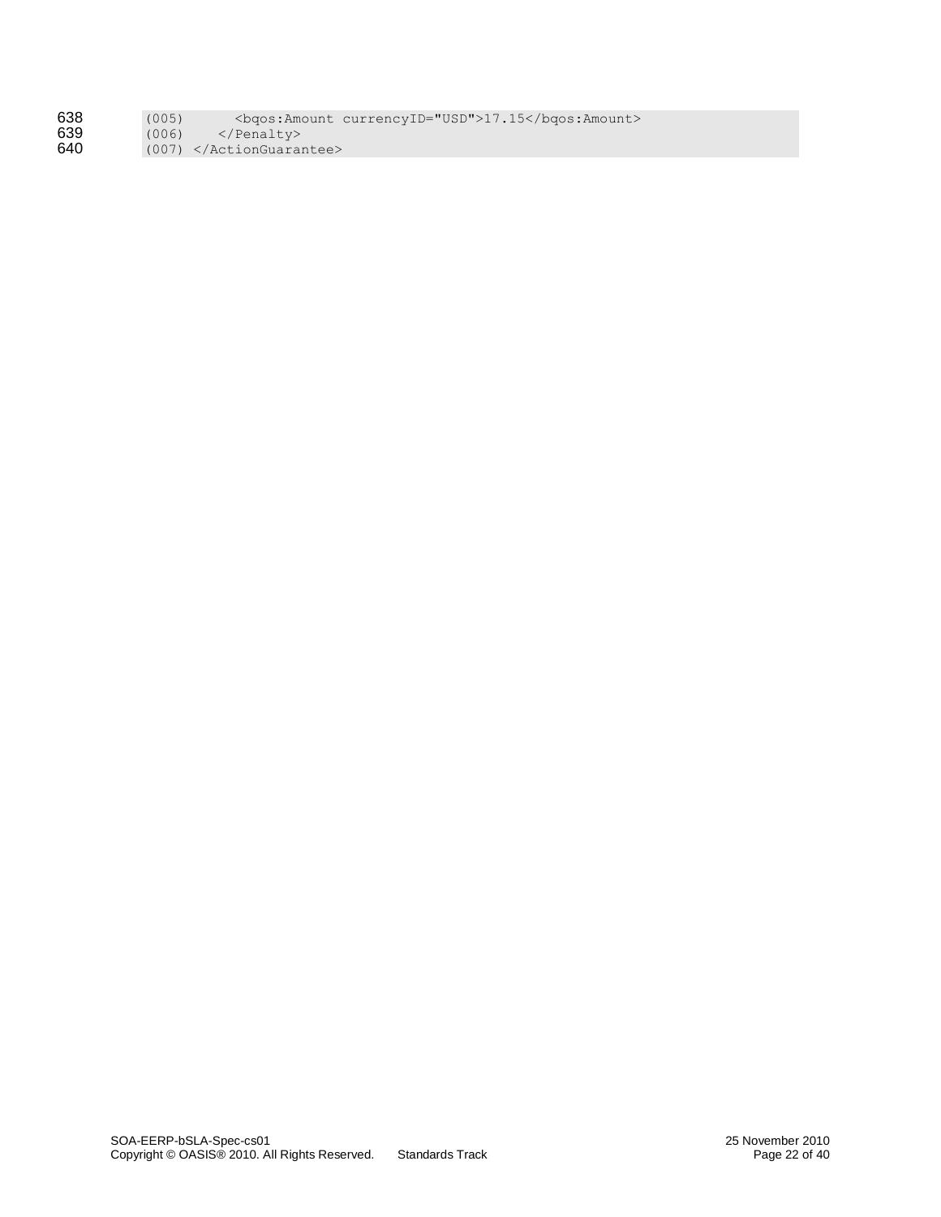```
(005)      <bqos:Amount currencyID="USD">17.15</bqos:Amount>
(006)    </Penalty>
(007) </ActionGuarantee>
```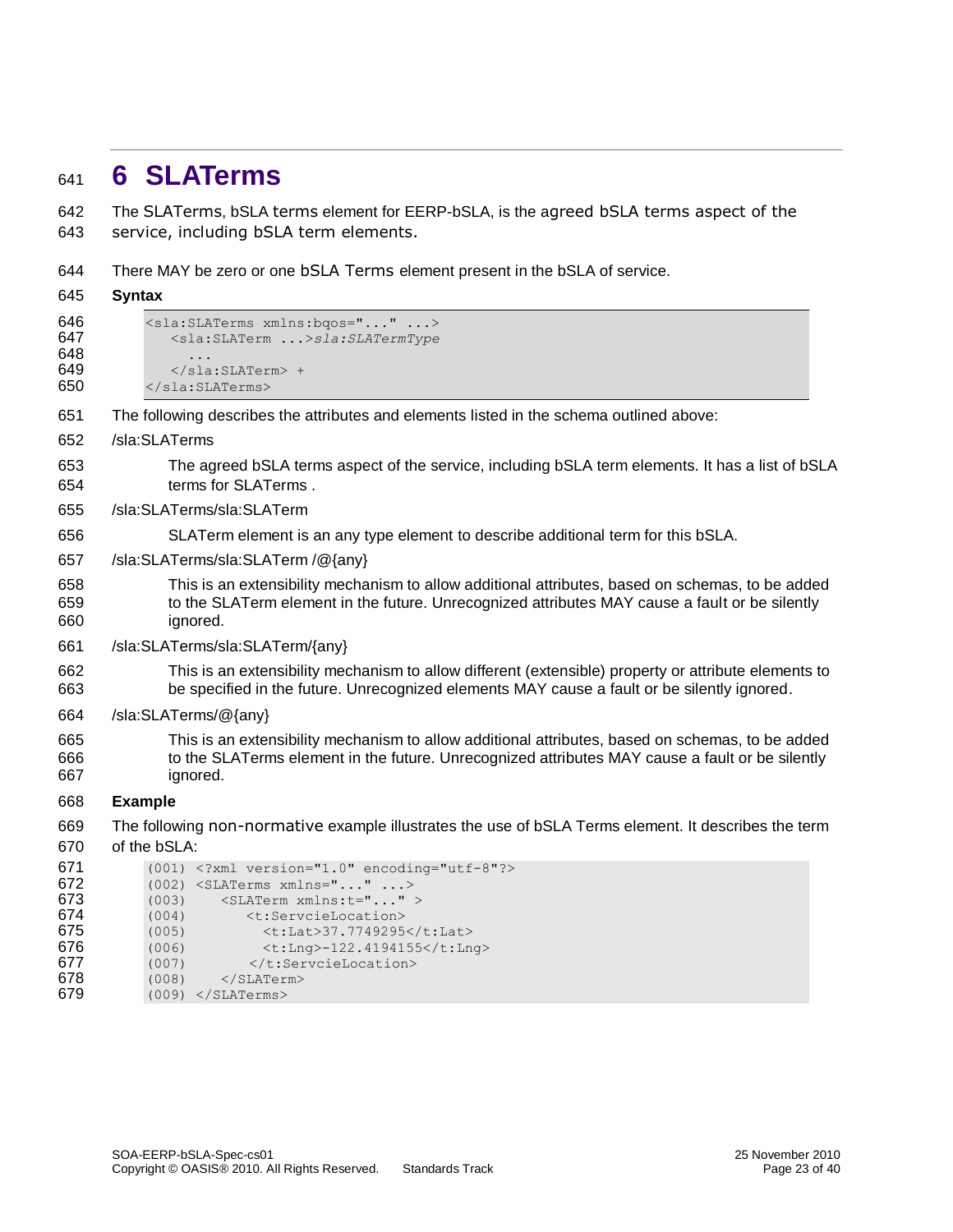# 6 SLATerms

The SLATerms, bSLA terms element for EERP-bSLA, is the agreed bSLA terms aspect of the service, including bSLA term elements.

There MAY be zero or one bSLA Terms element present in the bSLA of service.

**Syntax**

```
<sla:SLATerms xmlns:bqos="..." ...>
   <sla:SLATerm ...>sla:SLATermType
     ...
   </sla:SLATerm> +
</sla:SLATerms>
```

The following describes the attributes and elements listed in the schema outlined above:

/sla:SLATerms

The agreed bSLA terms aspect of the service, including bSLA term elements. It has a list of bSLA terms for SLATerms .

/sla:SLATerms/sla:SLATerm

SLATerm element is an any type element to describe additional term for this bSLA.

/sla:SLATerms/sla:SLATerm /@{any}

This is an extensibility mechanism to allow additional attributes, based on schemas, to be added to the SLATerm element in the future. Unrecognized attributes MAY cause a fault or be silently ignored.

/sla:SLATerms/sla:SLATerm/{any}

This is an extensibility mechanism to allow different (extensible) property or attribute elements to be specified in the future. Unrecognized elements MAY cause a fault or be silently ignored.

/sla:SLATerms/@{any}

This is an extensibility mechanism to allow additional attributes, based on schemas, to be added to the SLATerms element in the future. Unrecognized attributes MAY cause a fault or be silently ignored.

**Example**

The following non-normative example illustrates the use of bSLA Terms element. It describes the term of the bSLA:

```
(001) <?xml version="1.0" encoding="utf-8"?>
(002) <SLATerms xmlns="..." ...>
(003)    <SLATerm xmlns:t="..." >
(004)       <t:ServcieLocation>
(005)         <t:Lat>37.7749295</t:Lat>
(006)         <t:Lng>-122.4194155</t:Lng>
(007)        </t:ServcieLocation>
(008)    </SLATerm>
(009) </SLATerms>
```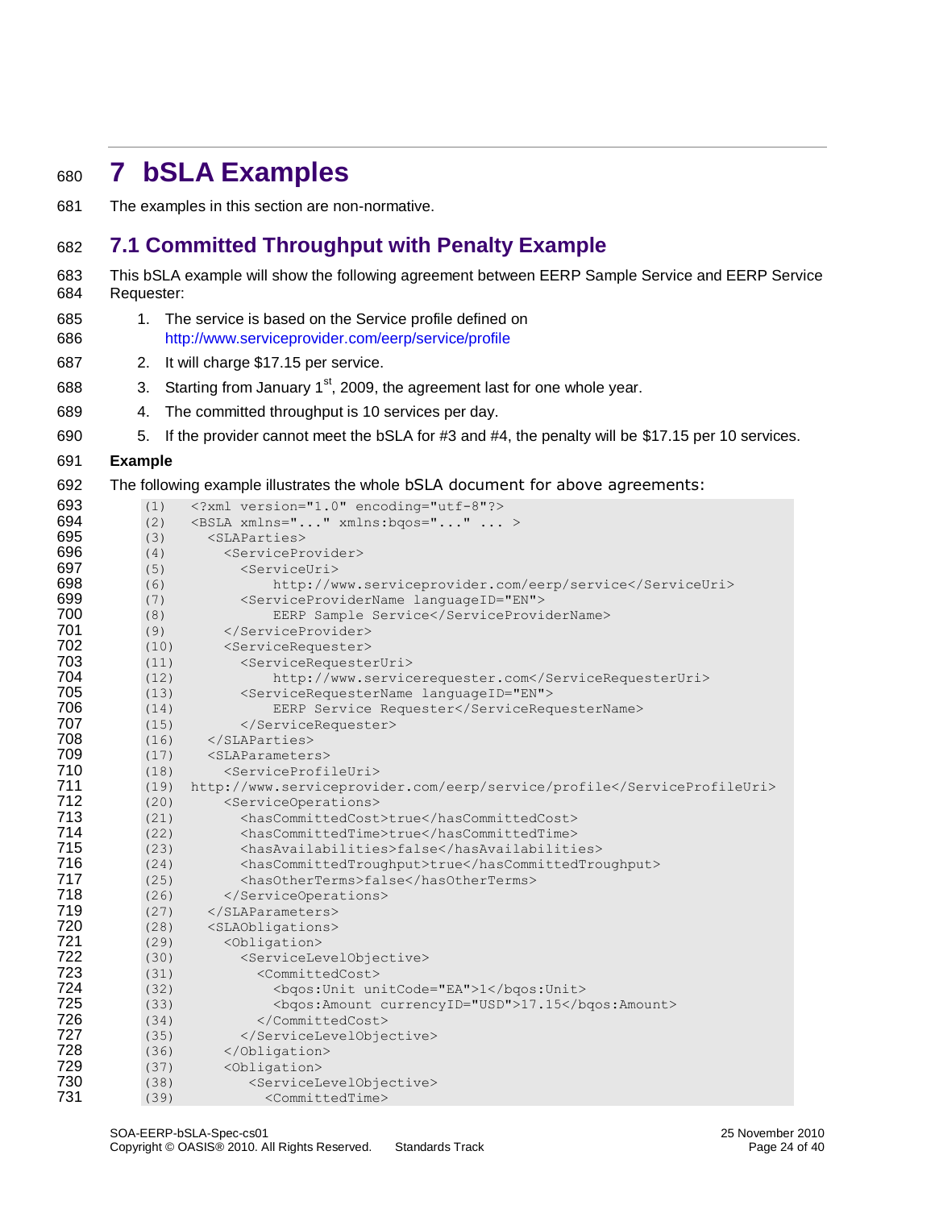# 7 bSLA Examples

The examples in this section are non-normative.

## 7.1 Committed Throughput with Penalty Example

This bSLA example will show the following agreement between EERP Sample Service and EERP Service Requester:

1. The service is based on the Service profile defined on http://www.serviceprovider.com/eerp/service/profile
2. It will charge $17.15 per service.
3. Starting from January 1st, 2009, the agreement last for one whole year.
4. The committed throughput is 10 services per day.
5. If the provider cannot meet the bSLA for #3 and #4, the penalty will be $17.15 per 10 services.

**Example**

The following example illustrates the whole bSLA document for above agreements:

```
(1)   <?xml version="1.0" encoding="utf-8"?>
(2)   <BSLA xmlns="..." xmlns:bqos="..." ... >
(3)     <SLAParties>
(4)       <ServiceProvider>
(5)         <ServiceUri>
(6)             http://www.serviceprovider.com/eerp/service</ServiceUri>
(7)         <ServiceProviderName languageID="EN">
(8)             EERP Sample Service</ServiceProviderName>
(9)       </ServiceProvider>
(10)      <ServiceRequester>
(11)        <ServiceRequesterUri>
(12)            http://www.servicerequester.com</ServiceRequesterUri>
(13)        <ServiceRequesterName languageID="EN">
(14)            EERP Service Requester</ServiceRequesterName>
(15)        </ServiceRequester>
(16)    </SLAParties>
(17)    <SLAParameters>
(18)      <ServiceProfileUri>
(19)  http://www.serviceprovider.com/eerp/service/profile</ServiceProfileUri>
(20)      <ServiceOperations>
(21)        <hasCommittedCost>true</hasCommittedCost>
(22)        <hasCommittedTime>true</hasCommittedTime>
(23)        <hasAvailabilities>false</hasAvailabilities>
(24)        <hasCommittedTroughput>true</hasCommittedTroughput>
(25)        <hasOtherTerms>false</hasOtherTerms>
(26)      </ServiceOperations>
(27)    </SLAParameters>
(28)    <SLAObligations>
(29)      <Obligation>
(30)        <ServiceLevelObjective>
(31)          <CommittedCost>
(32)            <bqos:Unit unitCode="EA">1</bqos:Unit>
(33)            <bqos:Amount currencyID="USD">17.15</bqos:Amount>
(34)          </CommittedCost>
(35)        </ServiceLevelObjective>
(36)      </Obligation>
(37)      <Obligation>
(38)         <ServiceLevelObjective>
(39)           <CommittedTime>
```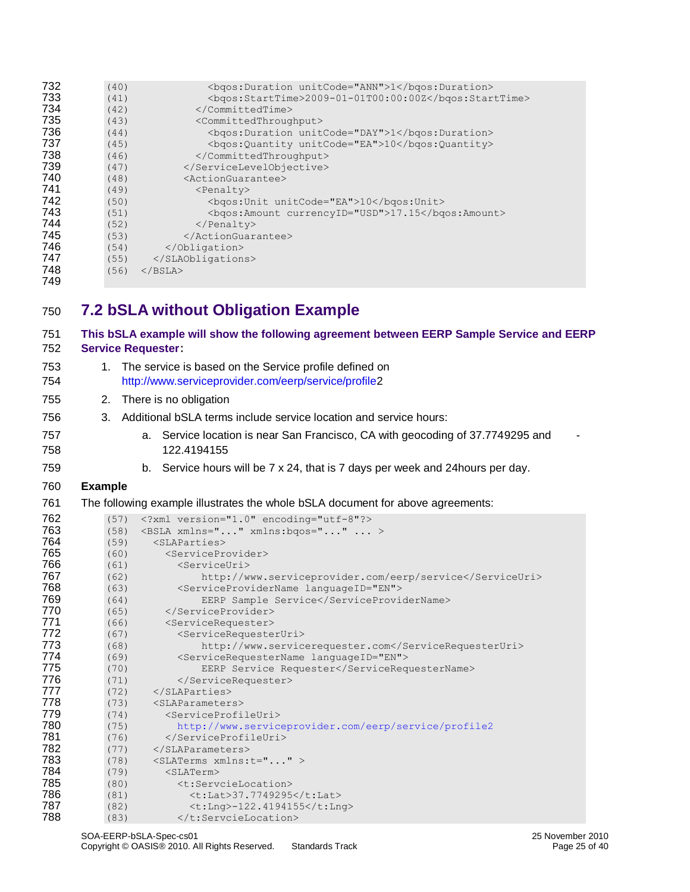```
(40)            <bqos:Duration unitCode="ANN">1</bqos:Duration>
(41)            <bqos:StartTime>2009-01-01T00:00:00Z</bqos:StartTime>
(42)          </CommittedTime>
(43)          <CommittedThroughput>
(44)            <bqos:Duration unitCode="DAY">1</bqos:Duration>
(45)            <bqos:Quantity unitCode="EA">10</bqos:Quantity>
(46)          </CommittedThroughput>
(47)        </ServiceLevelObjective>
(48)        <ActionGuarantee>
(49)          <Penalty>
(50)            <bqos:Unit unitCode="EA">10</bqos:Unit>
(51)            <bqos:Amount currencyID="USD">17.15</bqos:Amount>
(52)          </Penalty>
(53)        </ActionGuarantee>
(54)      </Obligation>
(55)    </SLAObligations>
(56)  </BSLA>
```

## 7.2 bSLA without Obligation Example

**This bSLA example will show the following agreement between EERP Sample Service and EERP Service Requester:**

1. The service is based on the Service profile defined on http://www.serviceprovider.com/eerp/service/profile2
2. There is no obligation
3. Additional bSLA terms include service location and service hours:
   a. Service location is near San Francisco, CA with geocoding of 37.7749295 and -122.4194155
   b. Service hours will be 7 x 24, that is 7 days per week and 24hours per day.

**Example**

The following example illustrates the whole bSLA document for above agreements:

```
(57)  <?xml version="1.0" encoding="utf-8"?>
(58)  <BSLA xmlns="..." xmlns:bqos="..." ... >
(59)    <SLAParties>
(60)      <ServiceProvider>
(61)        <ServiceUri>
(62)            http://www.serviceprovider.com/eerp/service</ServiceUri>
(63)        <ServiceProviderName languageID="EN">
(64)            EERP Sample Service</ServiceProviderName>
(65)      </ServiceProvider>
(66)      <ServiceRequester>
(67)        <ServiceRequesterUri>
(68)            http://www.servicerequester.com</ServiceRequesterUri>
(69)        <ServiceRequesterName languageID="EN">
(70)            EERP Service Requester</ServiceRequesterName>
(71)        </ServiceRequester>
(72)    </SLAParties>
(73)    <SLAParameters>
(74)      <ServiceProfileUri>
(75)        http://www.serviceprovider.com/eerp/service/profile2
(76)      </ServiceProfileUri>
(77)    </SLAParameters>
(78)    <SLATerms xmlns:t="..." >
(79)      <SLATerm>
(80)        <t:ServcieLocation>
(81)          <t:Lat>37.7749295</t:Lat>
(82)          <t:Lng>-122.4194155</t:Lng>
(83)        </t:ServcieLocation>
```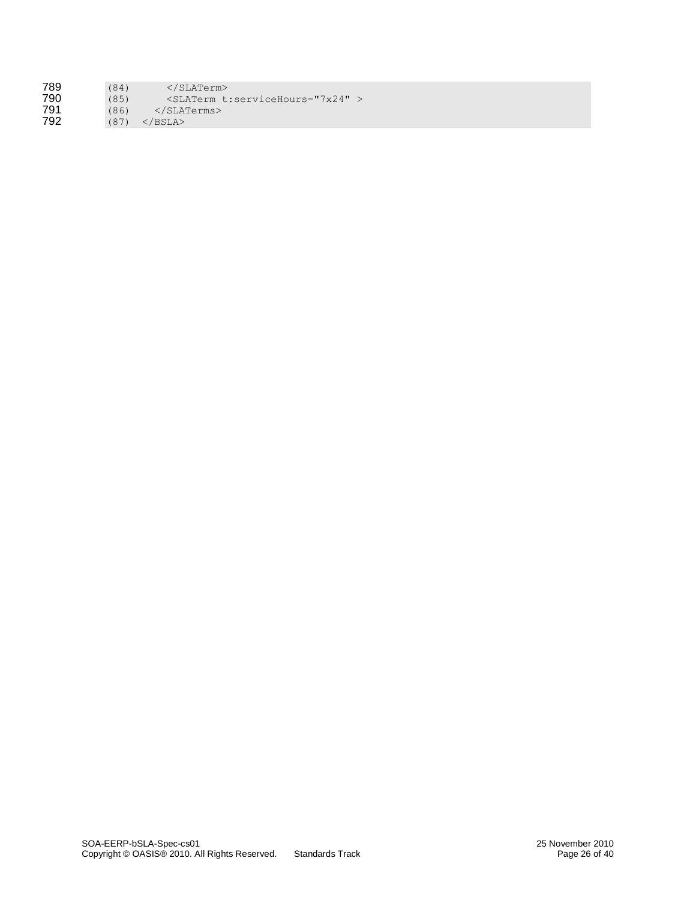```
(84)      </SLATerm>
(85)      <SLATerm t:serviceHours="7x24" >
(86)    </SLATerms>
(87)  </BSLA>
```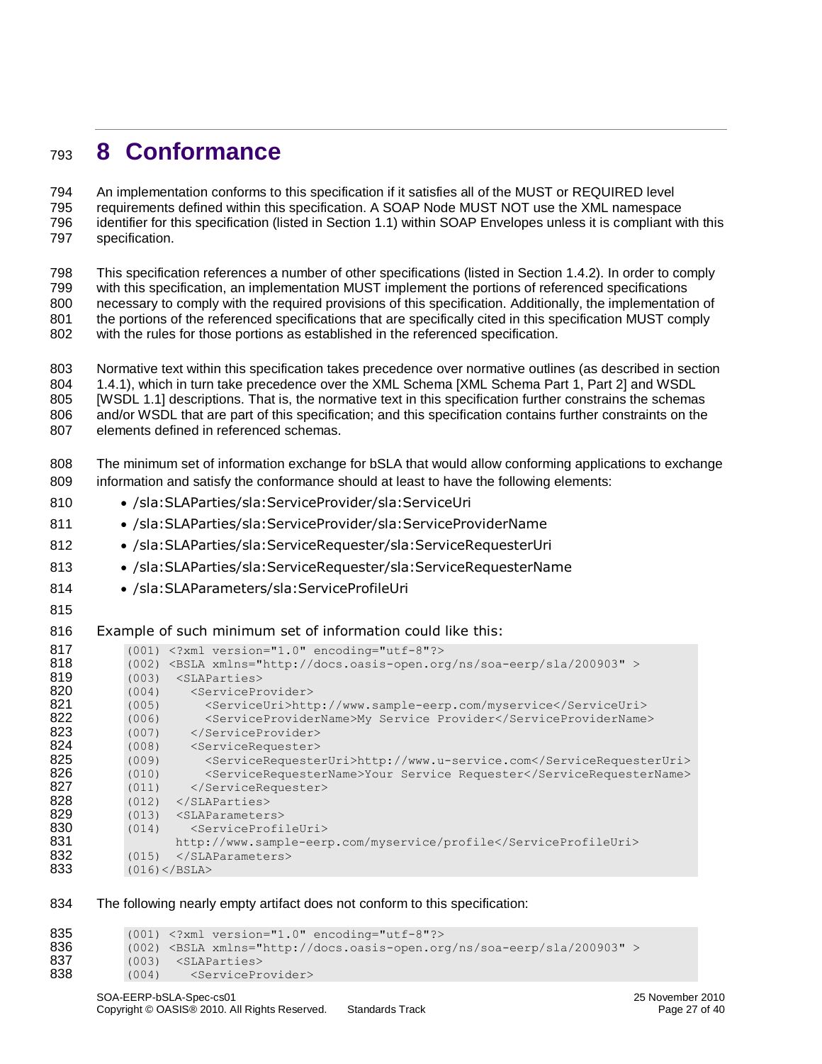# 8 Conformance

An implementation conforms to this specification if it satisfies all of the MUST or REQUIRED level requirements defined within this specification. A SOAP Node MUST NOT use the XML namespace identifier for this specification (listed in Section 1.1) within SOAP Envelopes unless it is compliant with this specification.

This specification references a number of other specifications (listed in Section 1.4.2). In order to comply with this specification, an implementation MUST implement the portions of referenced specifications necessary to comply with the required provisions of this specification. Additionally, the implementation of the portions of the referenced specifications that are specifically cited in this specification MUST comply with the rules for those portions as established in the referenced specification.

Normative text within this specification takes precedence over normative outlines (as described in section 1.4.1), which in turn take precedence over the XML Schema [XML Schema Part 1, Part 2] and WSDL [WSDL 1.1] descriptions. That is, the normative text in this specification further constrains the schemas and/or WSDL that are part of this specification; and this specification contains further constraints on the elements defined in referenced schemas.

The minimum set of information exchange for bSLA that would allow conforming applications to exchange information and satisfy the conformance should at least to have the following elements:

- /sla:SLAParties/sla:ServiceProvider/sla:ServiceUri
- /sla:SLAParties/sla:ServiceProvider/sla:ServiceProviderName
- /sla:SLAParties/sla:ServiceRequester/sla:ServiceRequesterUri
- /sla:SLAParties/sla:ServiceRequester/sla:ServiceRequesterName
- /sla:SLAParameters/sla:ServiceProfileUri

Example of such minimum set of information could like this:

```
(001) <?xml version="1.0" encoding="utf-8"?>
(002) <BSLA xmlns="http://docs.oasis-open.org/ns/soa-eerp/sla/200903" >
(003)  <SLAParties>
(004)    <ServiceProvider>
(005)      <ServiceUri>http://www.sample-eerp.com/myservice</ServiceUri>
(006)      <ServiceProviderName>My Service Provider</ServiceProviderName>
(007)    </ServiceProvider>
(008)    <ServiceRequester>
(009)      <ServiceRequesterUri>http://www.u-service.com</ServiceRequesterUri>
(010)      <ServiceRequesterName>Your Service Requester</ServiceRequesterName>
(011)    </ServiceRequester>
(012)  </SLAParties>
(013)  <SLAParameters>
(014)    <ServiceProfileUri>
       http://www.sample-eerp.com/myservice/profile</ServiceProfileUri>
(015)  </SLAParameters>
(016)</BSLA>
```

The following nearly empty artifact does not conform to this specification:

```
(001) <?xml version="1.0" encoding="utf-8"?>
(002) <BSLA xmlns="http://docs.oasis-open.org/ns/soa-eerp/sla/200903" >
(003)  <SLAParties>
(004)    <ServiceProvider>
```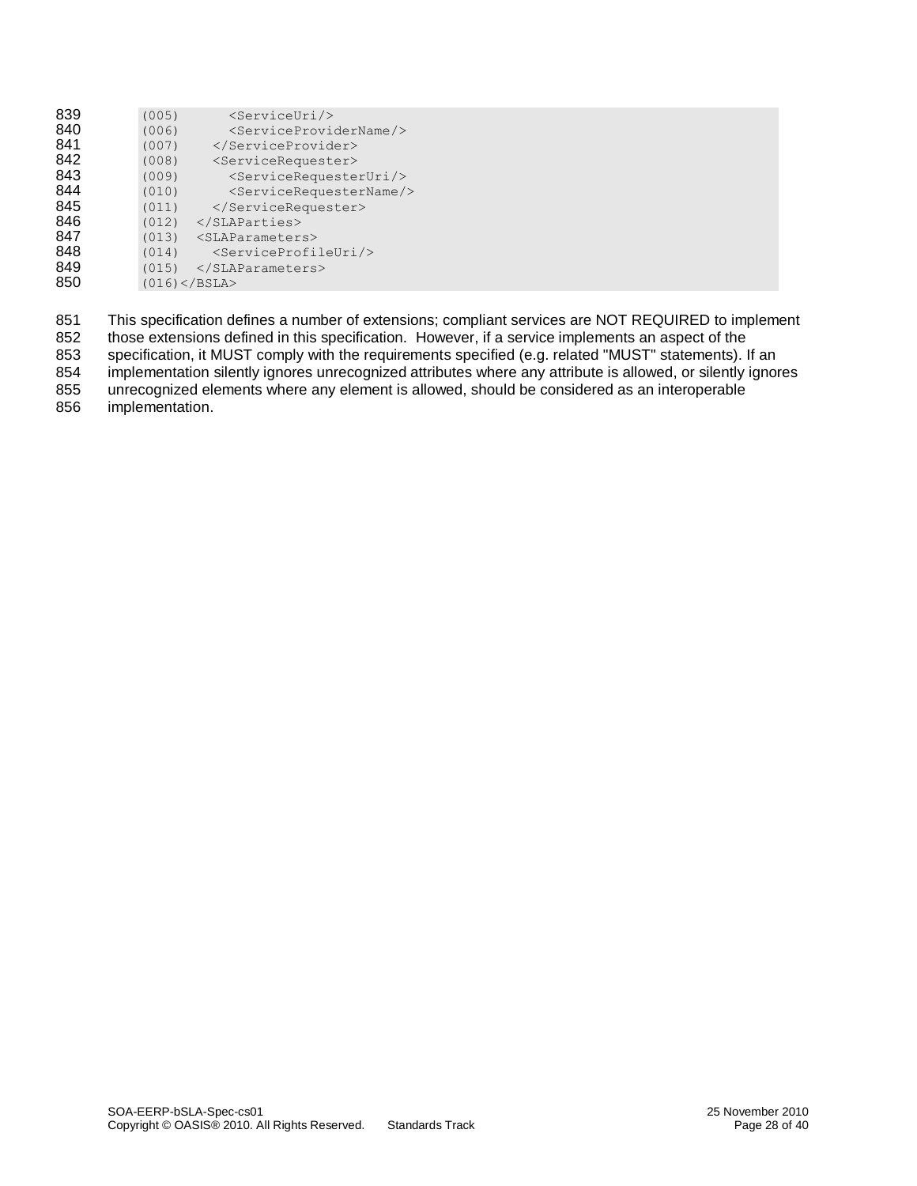```
(005)      <ServiceUri/>
(006)      <ServiceProviderName/>
(007)    </ServiceProvider>
(008)    <ServiceRequester>
(009)      <ServiceRequesterUri/>
(010)      <ServiceRequesterName/>
(011)    </ServiceRequester>
(012)  </SLAParties>
(013)  <SLAParameters>
(014)    <ServiceProfileUri/>
(015)  </SLAParameters>
(016)</BSLA>
```

This specification defines a number of extensions; compliant services are NOT REQUIRED to implement those extensions defined in this specification. However, if a service implements an aspect of the specification, it MUST comply with the requirements specified (e.g. related "MUST" statements). If an implementation silently ignores unrecognized attributes where any attribute is allowed, or silently ignores unrecognized elements where any element is allowed, should be considered as an interoperable implementation.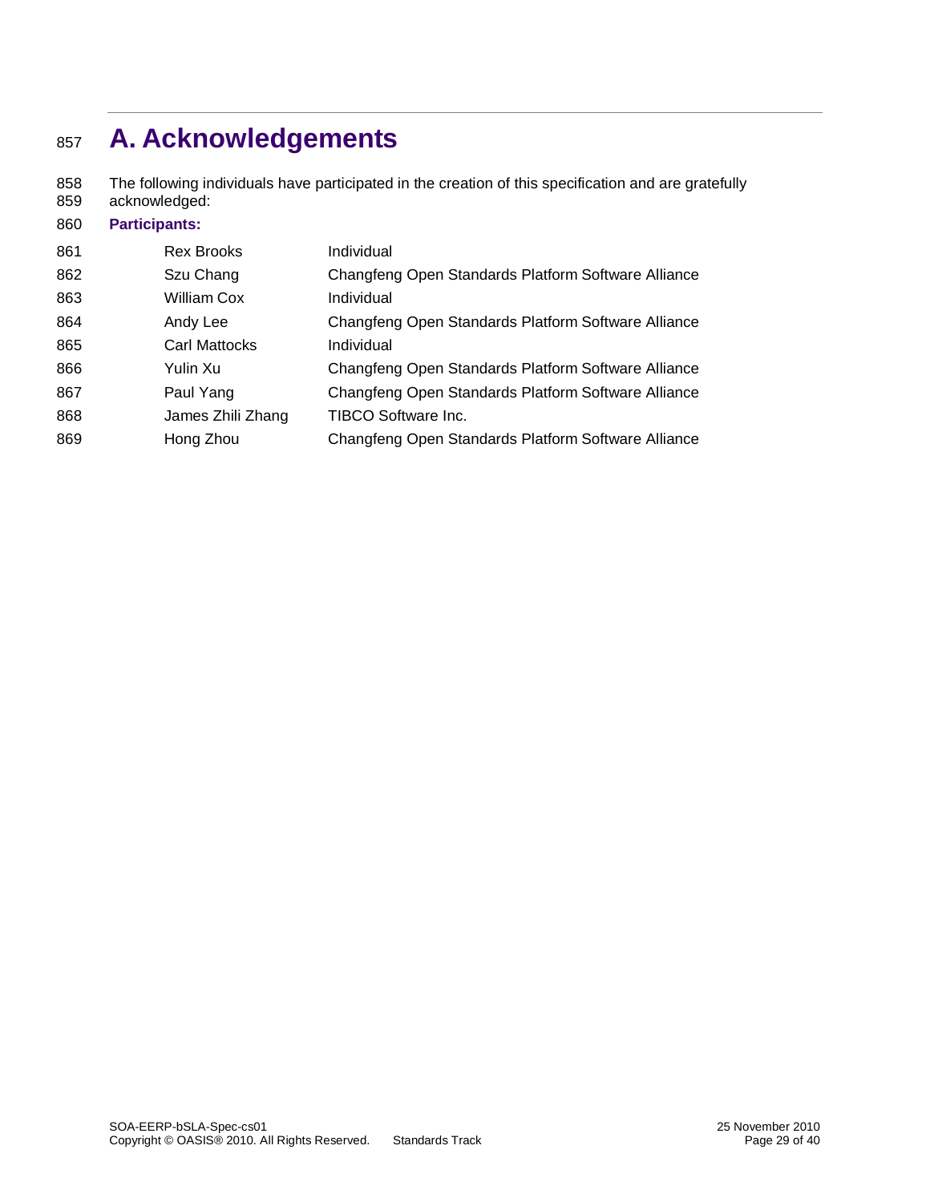# A. Acknowledgements

The following individuals have participated in the creation of this specification and are gratefully acknowledged:

**Participants:**

| | |
|---|---|
| Rex Brooks | Individual |
| Szu Chang | Changfeng Open Standards Platform Software Alliance |
| William Cox | Individual |
| Andy Lee | Changfeng Open Standards Platform Software Alliance |
| Carl Mattocks | Individual |
| Yulin Xu | Changfeng Open Standards Platform Software Alliance |
| Paul Yang | Changfeng Open Standards Platform Software Alliance |
| James Zhili Zhang | TIBCO Software Inc. |
| Hong Zhou | Changfeng Open Standards Platform Software Alliance |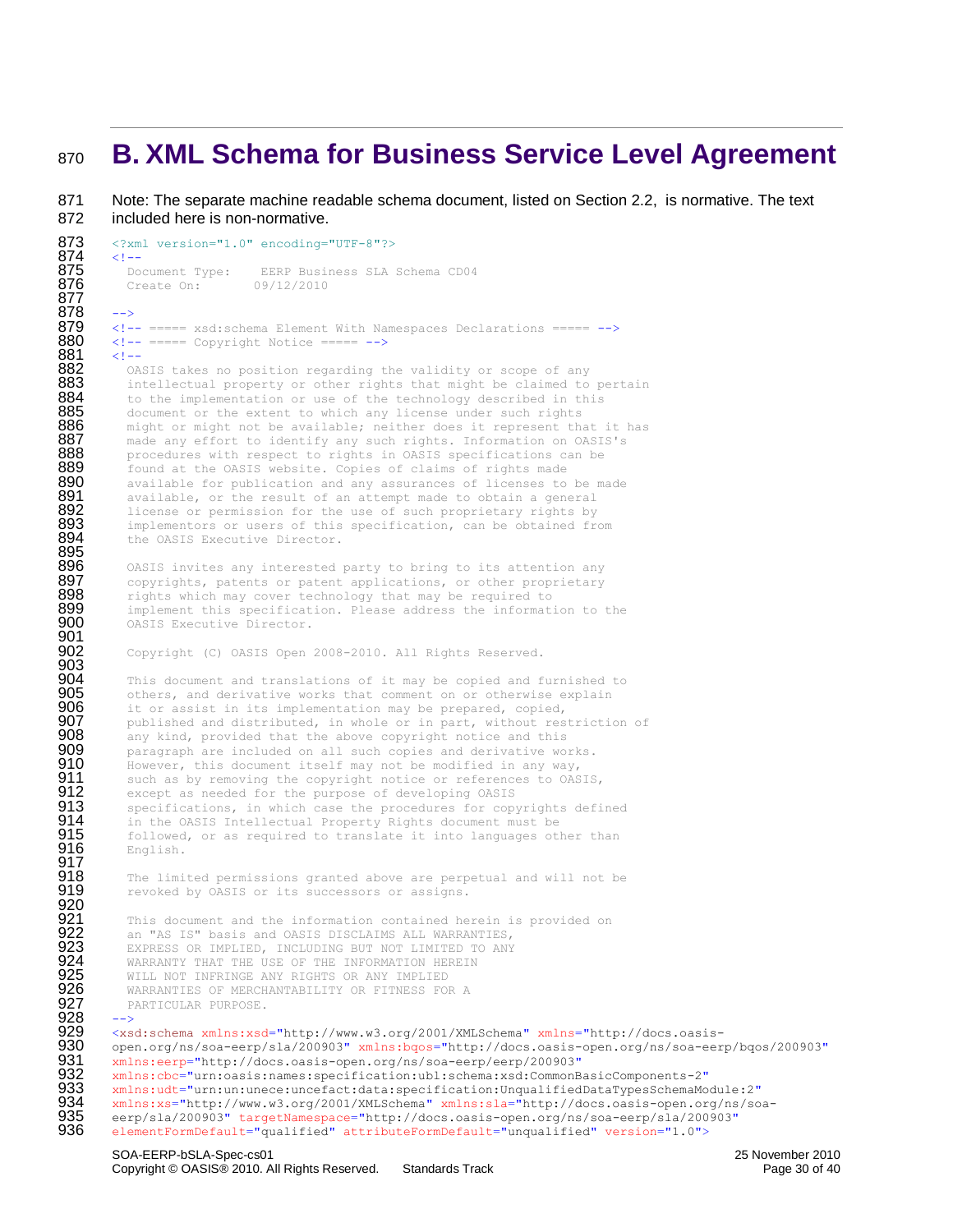# B. XML Schema for Business Service Level Agreement

Note: The separate machine readable schema document, listed on Section 2.2, is normative. The text included here is non-normative.

```
<?xml version="1.0" encoding="UTF-8"?>
<!--
  Document Type:    EERP Business SLA Schema CD04
  Create On:       09/12/2010

-->
<!-- ===== xsd:schema Element With Namespaces Declarations ===== -->
<!-- ===== Copyright Notice ===== -->
<!--
  OASIS takes no position regarding the validity or scope of any
  intellectual property or other rights that might be claimed to pertain
  to the implementation or use of the technology described in this
  document or the extent to which any license under such rights
  might or might not be available; neither does it represent that it has
  made any effort to identify any such rights. Information on OASIS's
  procedures with respect to rights in OASIS specifications can be
  found at the OASIS website. Copies of claims of rights made
  available for publication and any assurances of licenses to be made
  available, or the result of an attempt made to obtain a general
  license or permission for the use of such proprietary rights by
  implementors or users of this specification, can be obtained from
  the OASIS Executive Director.

  OASIS invites any interested party to bring to its attention any
  copyrights, patents or patent applications, or other proprietary
  rights which may cover technology that may be required to
  implement this specification. Please address the information to the
  OASIS Executive Director.

  Copyright (C) OASIS Open 2008-2010. All Rights Reserved.

  This document and translations of it may be copied and furnished to
  others, and derivative works that comment on or otherwise explain
  it or assist in its implementation may be prepared, copied,
  published and distributed, in whole or in part, without restriction of
  any kind, provided that the above copyright notice and this
  paragraph are included on all such copies and derivative works.
  However, this document itself may not be modified in any way,
  such as by removing the copyright notice or references to OASIS,
  except as needed for the purpose of developing OASIS
  specifications, in which case the procedures for copyrights defined
  in the OASIS Intellectual Property Rights document must be
  followed, or as required to translate it into languages other than
  English.

  The limited permissions granted above are perpetual and will not be
  revoked by OASIS or its successors or assigns.

  This document and the information contained herein is provided on
  an "AS IS" basis and OASIS DISCLAIMS ALL WARRANTIES,
  EXPRESS OR IMPLIED, INCLUDING BUT NOT LIMITED TO ANY
  WARRANTY THAT THE USE OF THE INFORMATION HEREIN
  WILL NOT INFRINGE ANY RIGHTS OR ANY IMPLIED
  WARRANTIES OF MERCHANTABILITY OR FITNESS FOR A
  PARTICULAR PURPOSE.
-->
<xsd:schema xmlns:xsd="http://www.w3.org/2001/XMLSchema" xmlns="http://docs.oasis-
open.org/ns/soa-eerp/sla/200903" xmlns:bqos="http://docs.oasis-open.org/ns/soa-eerp/bqos/200903"
xmlns:eerp="http://docs.oasis-open.org/ns/soa-eerp/eerp/200903"
xmlns:cbc="urn:oasis:names:specification:ubl:schema:xsd:CommonBasicComponents-2"
xmlns:udt="urn:un:unece:uncefact:data:specification:UnqualifiedDataTypesSchemaModule:2"
xmlns:xs="http://www.w3.org/2001/XMLSchema" xmlns:sla="http://docs.oasis-open.org/ns/soa-
eerp/sla/200903" targetNamespace="http://docs.oasis-open.org/ns/soa-eerp/sla/200903"
elementFormDefault="qualified" attributeFormDefault="unqualified" version="1.0">
```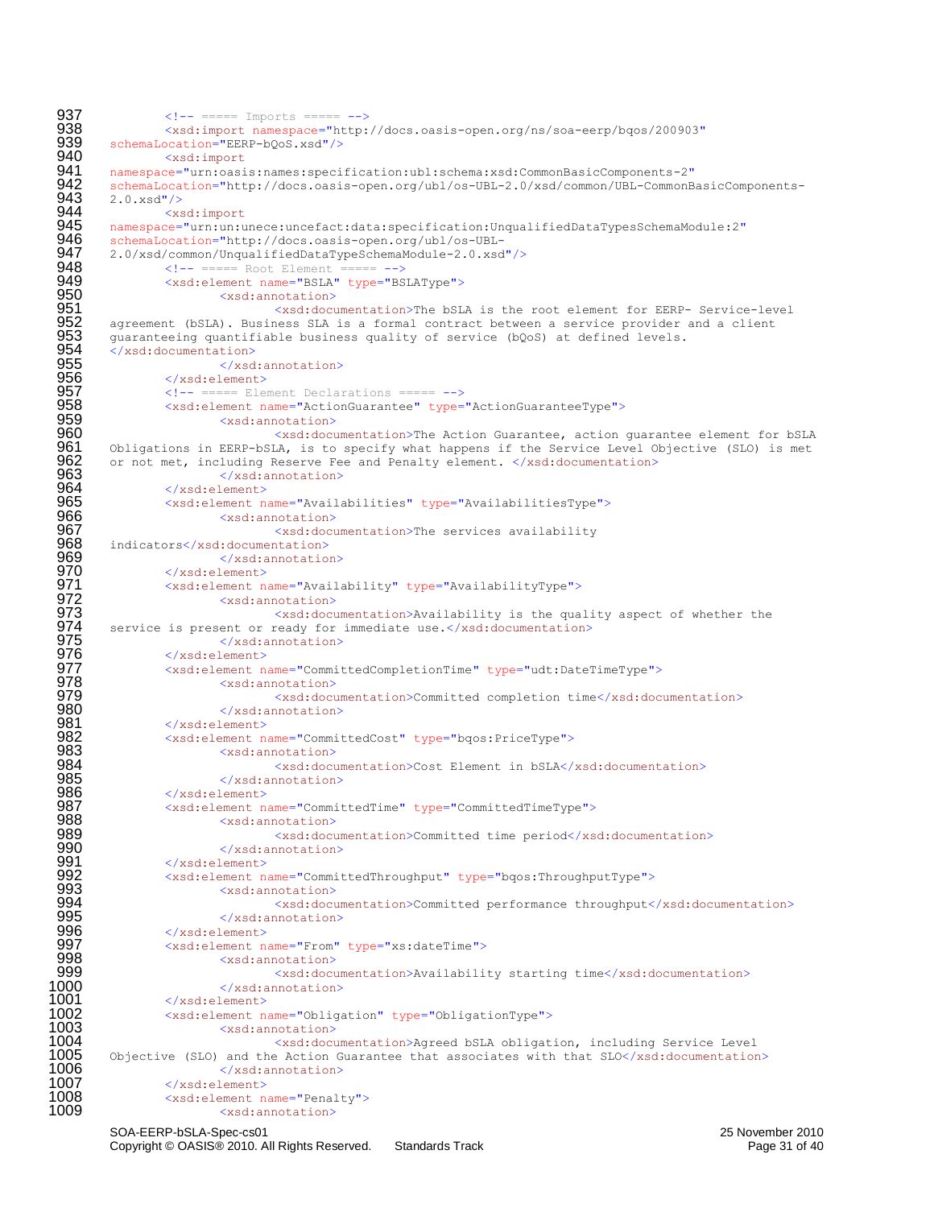```
937        <!-- ===== Imports ===== -->
938        <xsd:import namespace="http://docs.oasis-open.org/ns/soa-eerp/bqos/200903"
939    schemaLocation="EERP-bQoS.xsd"/>
940        <xsd:import
941    namespace="urn:oasis:names:specification:ubl:schema:xsd:CommonBasicComponents-2"
942    schemaLocation="http://docs.oasis-open.org/ubl/os-UBL-2.0/xsd/common/UBL-CommonBasicComponents-
943    2.0.xsd"/>
944        <xsd:import
945    namespace="urn:un:unece:uncefact:data:specification:UnqualifiedDataTypesSchemaModule:2"
946    schemaLocation="http://docs.oasis-open.org/ubl/os-UBL-
947    2.0/xsd/common/UnqualifiedDataTypeSchemaModule-2.0.xsd"/>
948        <!-- ===== Root Element ===== -->
949        <xsd:element name="BSLA" type="BSLAType">
950                <xsd:annotation>
951                        <xsd:documentation>The bSLA is the root element for EERP- Service-level
952    agreement (bSLA). Business SLA is a formal contract between a service provider and a client
953    guaranteeing quantifiable business quality of service (bQoS) at defined levels.
954    </xsd:documentation>
955                </xsd:annotation>
956        </xsd:element>
957        <!-- ===== Element Declarations ===== -->
958        <xsd:element name="ActionGuarantee" type="ActionGuaranteeType">
959                <xsd:annotation>
960                        <xsd:documentation>The Action Guarantee, action guarantee element for bSLA
961    Obligations in EERP-bSLA, is to specify what happens if the Service Level Objective (SLO) is met
962    or not met, including Reserve Fee and Penalty element. </xsd:documentation>
963                </xsd:annotation>
964        </xsd:element>
965        <xsd:element name="Availabilities" type="AvailabilitiesType">
966                <xsd:annotation>
967                        <xsd:documentation>The services availability
968    indicators</xsd:documentation>
969                </xsd:annotation>
970        </xsd:element>
971        <xsd:element name="Availability" type="AvailabilityType">
972                <xsd:annotation>
973                        <xsd:documentation>Availability is the quality aspect of whether the
974    service is present or ready for immediate use.</xsd:documentation>
975                </xsd:annotation>
976        </xsd:element>
977        <xsd:element name="CommittedCompletionTime" type="udt:DateTimeType">
978                <xsd:annotation>
979                        <xsd:documentation>Committed completion time</xsd:documentation>
980                </xsd:annotation>
981        </xsd:element>
982        <xsd:element name="CommittedCost" type="bqos:PriceType">
983                <xsd:annotation>
984                        <xsd:documentation>Cost Element in bSLA</xsd:documentation>
985                </xsd:annotation>
986        </xsd:element>
987        <xsd:element name="CommittedTime" type="CommittedTimeType">
988                <xsd:annotation>
989                        <xsd:documentation>Committed time period</xsd:documentation>
990                </xsd:annotation>
991        </xsd:element>
992        <xsd:element name="CommittedThroughput" type="bqos:ThroughputType">
993                <xsd:annotation>
994                        <xsd:documentation>Committed performance throughput</xsd:documentation>
995                </xsd:annotation>
996        </xsd:element>
997        <xsd:element name="From" type="xs:dateTime">
998                <xsd:annotation>
999                        <xsd:documentation>Availability starting time</xsd:documentation>
1000               </xsd:annotation>
1001       </xsd:element>
1002       <xsd:element name="Obligation" type="ObligationType">
1003               <xsd:annotation>
1004                       <xsd:documentation>Agreed bSLA obligation, including Service Level
1005   Objective (SLO) and the Action Guarantee that associates with that SLO</xsd:documentation>
1006               </xsd:annotation>
1007       </xsd:element>
1008       <xsd:element name="Penalty">
1009               <xsd:annotation>
```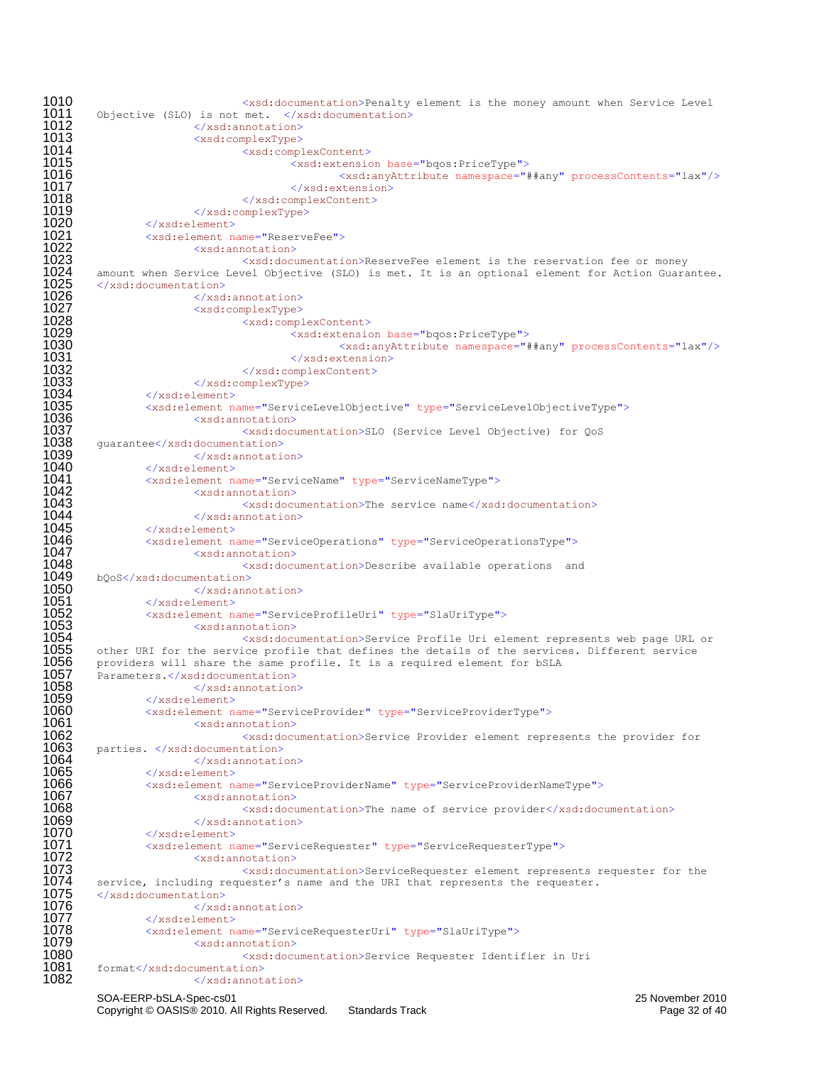```
1010                        <xsd:documentation>Penalty element is the money amount when Service Level
1011    Objective (SLO) is not met.  </xsd:documentation>
1012                    </xsd:annotation>
1013                    <xsd:complexType>
1014                            <xsd:complexContent>
1015                                    <xsd:extension base="bqos:PriceType">
1016                                            <xsd:anyAttribute namespace="##any" processContents="lax"/>
1017                                    </xsd:extension>
1018                            </xsd:complexContent>
1019                    </xsd:complexType>
1020            </xsd:element>
1021            <xsd:element name="ReserveFee">
1022                    <xsd:annotation>
1023                            <xsd:documentation>ReserveFee element is the reservation fee or money
1024    amount when Service Level Objective (SLO) is met. It is an optional element for Action Guarantee.
1025    </xsd:documentation>
1026                    </xsd:annotation>
1027                    <xsd:complexType>
1028                            <xsd:complexContent>
1029                                    <xsd:extension base="bqos:PriceType">
1030                                            <xsd:anyAttribute namespace="##any" processContents="lax"/>
1031                                    </xsd:extension>
1032                            </xsd:complexContent>
1033                    </xsd:complexType>
1034            </xsd:element>
1035            <xsd:element name="ServiceLevelObjective" type="ServiceLevelObjectiveType">
1036                    <xsd:annotation>
1037                            <xsd:documentation>SLO (Service Level Objective) for QoS
1038    guarantee</xsd:documentation>
1039                    </xsd:annotation>
1040            </xsd:element>
1041            <xsd:element name="ServiceName" type="ServiceNameType">
1042                    <xsd:annotation>
1043                            <xsd:documentation>The service name</xsd:documentation>
1044                    </xsd:annotation>
1045            </xsd:element>
1046            <xsd:element name="ServiceOperations" type="ServiceOperationsType">
1047                    <xsd:annotation>
1048                            <xsd:documentation>Describe available operations  and
1049    bQoS</xsd:documentation>
1050                    </xsd:annotation>
1051            </xsd:element>
1052            <xsd:element name="ServiceProfileUri" type="SlaUriType">
1053                    <xsd:annotation>
1054                            <xsd:documentation>Service Profile Uri element represents web page URL or
1055    other URI for the service profile that defines the details of the services. Different service
1056    providers will share the same profile. It is a required element for bSLA
1057    Parameters.</xsd:documentation>
1058                    </xsd:annotation>
1059            </xsd:element>
1060            <xsd:element name="ServiceProvider" type="ServiceProviderType">
1061                    <xsd:annotation>
1062                            <xsd:documentation>Service Provider element represents the provider for
1063    parties. </xsd:documentation>
1064                    </xsd:annotation>
1065            </xsd:element>
1066            <xsd:element name="ServiceProviderName" type="ServiceProviderNameType">
1067                    <xsd:annotation>
1068                            <xsd:documentation>The name of service provider</xsd:documentation>
1069                    </xsd:annotation>
1070            </xsd:element>
1071            <xsd:element name="ServiceRequester" type="ServiceRequesterType">
1072                    <xsd:annotation>
1073                            <xsd:documentation>ServiceRequester element represents requester for the
1074    service, including requester's name and the URI that represents the requester.
1075    </xsd:documentation>
1076                    </xsd:annotation>
1077            </xsd:element>
1078            <xsd:element name="ServiceRequesterUri" type="SlaUriType">
1079                    <xsd:annotation>
1080                            <xsd:documentation>Service Requester Identifier in Uri
1081    format</xsd:documentation>
1082                    </xsd:annotation>
```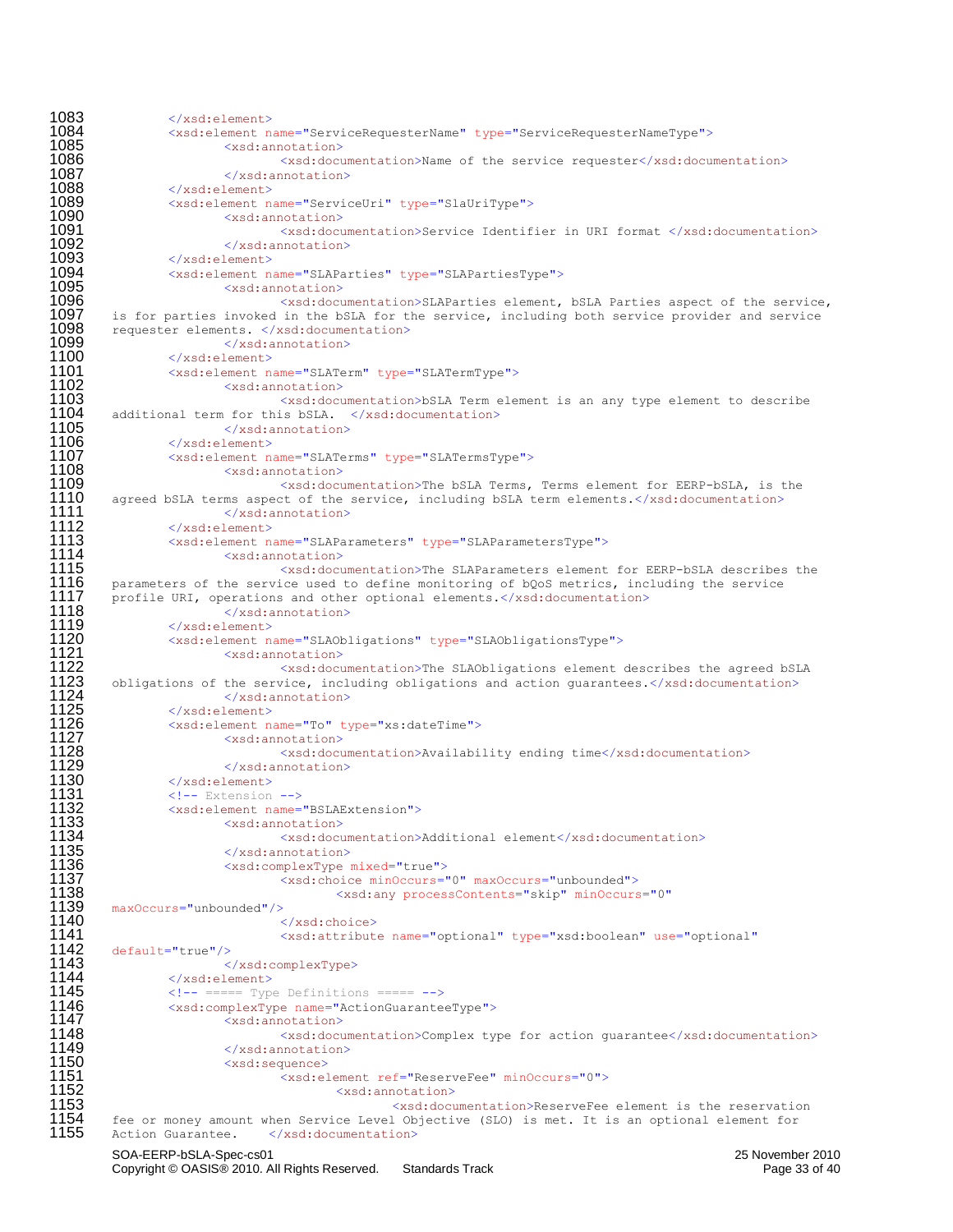```
1083        </xsd:element>
1084        <xsd:element name="ServiceRequesterName" type="ServiceRequesterNameType">
1085                <xsd:annotation>
1086                        <xsd:documentation>Name of the service requester</xsd:documentation>
1087                </xsd:annotation>
1088        </xsd:element>
1089        <xsd:element name="ServiceUri" type="SlaUriType">
1090                <xsd:annotation>
1091                        <xsd:documentation>Service Identifier in URI format </xsd:documentation>
1092                </xsd:annotation>
1093        </xsd:element>
1094        <xsd:element name="SLAParties" type="SLAPartiesType">
1095                <xsd:annotation>
1096                        <xsd:documentation>SLAParties element, bSLA Parties aspect of the service,
1097  is for parties invoked in the bSLA for the service, including both service provider and service
1098  requester elements. </xsd:documentation>
1099                </xsd:annotation>
1100        </xsd:element>
1101        <xsd:element name="SLATerm" type="SLATermType">
1102                <xsd:annotation>
1103                        <xsd:documentation>bSLA Term element is an any type element to describe
1104  additional term for this bSLA.  </xsd:documentation>
1105                </xsd:annotation>
1106        </xsd:element>
1107        <xsd:element name="SLATerms" type="SLATermsType">
1108                <xsd:annotation>
1109                        <xsd:documentation>The bSLA Terms, Terms element for EERP-bSLA, is the
1110  agreed bSLA terms aspect of the service, including bSLA term elements.</xsd:documentation>
1111                </xsd:annotation>
1112        </xsd:element>
1113        <xsd:element name="SLAParameters" type="SLAParametersType">
1114                <xsd:annotation>
1115                        <xsd:documentation>The SLAParameters element for EERP-bSLA describes the
1116  parameters of the service used to define monitoring of bQoS metrics, including the service
1117  profile URI, operations and other optional elements.</xsd:documentation>
1118                </xsd:annotation>
1119        </xsd:element>
1120        <xsd:element name="SLAObligations" type="SLAObligationsType">
1121                <xsd:annotation>
1122                        <xsd:documentation>The SLAObligations element describes the agreed bSLA
1123  obligations of the service, including obligations and action guarantees.</xsd:documentation>
1124                </xsd:annotation>
1125        </xsd:element>
1126        <xsd:element name="To" type="xs:dateTime">
1127                <xsd:annotation>
1128                        <xsd:documentation>Availability ending time</xsd:documentation>
1129                </xsd:annotation>
1130        </xsd:element>
1131        <!-- Extension -->
1132        <xsd:element name="BSLAExtension">
1133                <xsd:annotation>
1134                        <xsd:documentation>Additional element</xsd:documentation>
1135                </xsd:annotation>
1136                <xsd:complexType mixed="true">
1137                        <xsd:choice minOccurs="0" maxOccurs="unbounded">
1138                                <xsd:any processContents="skip" minOccurs="0"
1139  maxOccurs="unbounded"/>
1140                        </xsd:choice>
1141                        <xsd:attribute name="optional" type="xsd:boolean" use="optional"
1142  default="true"/>
1143                </xsd:complexType>
1144        </xsd:element>
1145        <!-- ===== Type Definitions ===== -->
1146        <xsd:complexType name="ActionGuaranteeType">
1147                <xsd:annotation>
1148                        <xsd:documentation>Complex type for action guarantee</xsd:documentation>
1149                </xsd:annotation>
1150                <xsd:sequence>
1151                        <xsd:element ref="ReserveFee" minOccurs="0">
1152                                <xsd:annotation>
1153                                        <xsd:documentation>ReserveFee element is the reservation
1154  fee or money amount when Service Level Objective (SLO) is met. It is an optional element for
1155  Action Guarantee.    </xsd:documentation>
```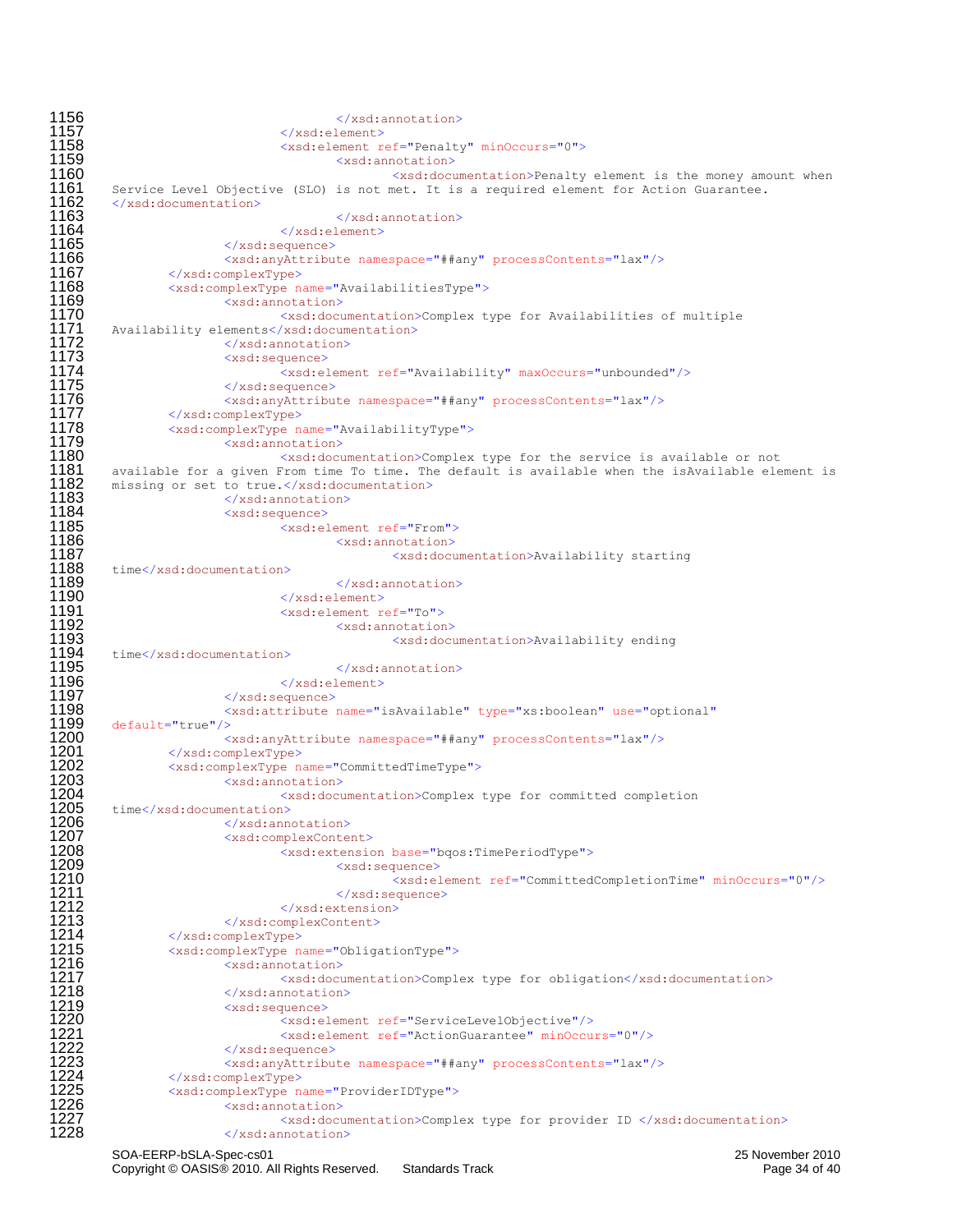```
1156                                </xsd:annotation>
1157                        </xsd:element>
1158                        <xsd:element ref="Penalty" minOccurs="0">
1159                                <xsd:annotation>
1160                                        <xsd:documentation>Penalty element is the money amount when
1161   Service Level Objective (SLO) is not met. It is a required element for Action Guarantee.
1162   </xsd:documentation>
1163                                </xsd:annotation>
1164                        </xsd:element>
1165                </xsd:sequence>
1166                <xsd:anyAttribute namespace="##any" processContents="lax"/>
1167        </xsd:complexType>
1168        <xsd:complexType name="AvailabilitiesType">
1169                <xsd:annotation>
1170                        <xsd:documentation>Complex type for Availabilities of multiple
1171   Availability elements</xsd:documentation>
1172                </xsd:annotation>
1173                <xsd:sequence>
1174                        <xsd:element ref="Availability" maxOccurs="unbounded"/>
1175                </xsd:sequence>
1176                <xsd:anyAttribute namespace="##any" processContents="lax"/>
1177        </xsd:complexType>
1178        <xsd:complexType name="AvailabilityType">
1179                <xsd:annotation>
1180                        <xsd:documentation>Complex type for the service is available or not
1181   available for a given From time To time. The default is available when the isAvailable element is
1182   missing or set to true.</xsd:documentation>
1183                </xsd:annotation>
1184                <xsd:sequence>
1185                        <xsd:element ref="From">
1186                                <xsd:annotation>
1187                                        <xsd:documentation>Availability starting
1188   time</xsd:documentation>
1189                                </xsd:annotation>
1190                        </xsd:element>
1191                        <xsd:element ref="To">
1192                                <xsd:annotation>
1193                                        <xsd:documentation>Availability ending
1194   time</xsd:documentation>
1195                                </xsd:annotation>
1196                        </xsd:element>
1197                </xsd:sequence>
1198                <xsd:attribute name="isAvailable" type="xs:boolean" use="optional"
1199   default="true"/>
1200                <xsd:anyAttribute namespace="##any" processContents="lax"/>
1201        </xsd:complexType>
1202        <xsd:complexType name="CommittedTimeType">
1203                <xsd:annotation>
1204                        <xsd:documentation>Complex type for committed completion
1205   time</xsd:documentation>
1206                </xsd:annotation>
1207                <xsd:complexContent>
1208                        <xsd:extension base="bqos:TimePeriodType">
1209                                <xsd:sequence>
1210                                        <xsd:element ref="CommittedCompletionTime" minOccurs="0"/>
1211                                </xsd:sequence>
1212                        </xsd:extension>
1213                </xsd:complexContent>
1214        </xsd:complexType>
1215        <xsd:complexType name="ObligationType">
1216                <xsd:annotation>
1217                        <xsd:documentation>Complex type for obligation</xsd:documentation>
1218                </xsd:annotation>
1219                <xsd:sequence>
1220                        <xsd:element ref="ServiceLevelObjective"/>
1221                        <xsd:element ref="ActionGuarantee" minOccurs="0"/>
1222                </xsd:sequence>
1223                <xsd:anyAttribute namespace="##any" processContents="lax"/>
1224        </xsd:complexType>
1225        <xsd:complexType name="ProviderIDType">
1226                <xsd:annotation>
1227                        <xsd:documentation>Complex type for provider ID </xsd:documentation>
1228                </xsd:annotation>
```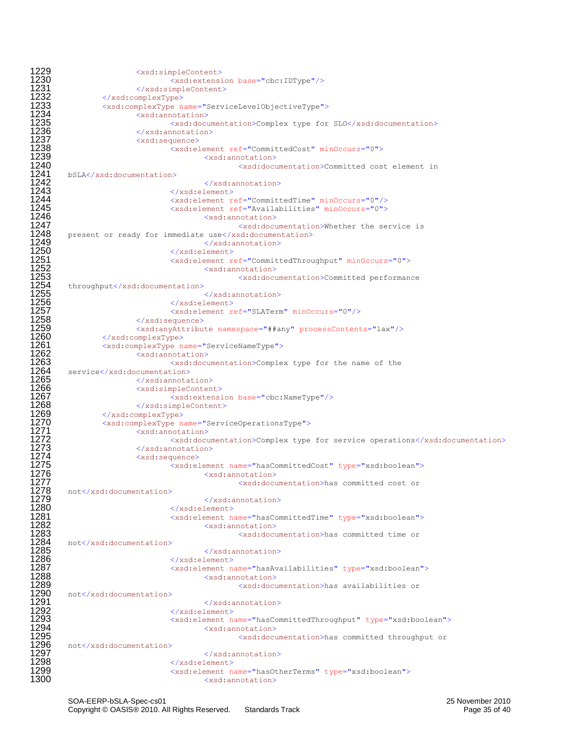```
1229                <xsd:simpleContent>
1230                        <xsd:extension base="cbc:IDType"/>
1231                </xsd:simpleContent>
1232        </xsd:complexType>
1233        <xsd:complexType name="ServiceLevelObjectiveType">
1234                <xsd:annotation>
1235                        <xsd:documentation>Complex type for SLO</xsd:documentation>
1236                </xsd:annotation>
1237                <xsd:sequence>
1238                        <xsd:element ref="CommittedCost" minOccurs="0">
1239                                <xsd:annotation>
1240                                        <xsd:documentation>Committed cost element in
1241    bSLA</xsd:documentation>
1242                                </xsd:annotation>
1243                        </xsd:element>
1244                        <xsd:element ref="CommittedTime" minOccurs="0"/>
1245                        <xsd:element ref="Availabilities" minOccurs="0">
1246                                <xsd:annotation>
1247                                        <xsd:documentation>Whether the service is
1248    present or ready for immediate use</xsd:documentation>
1249                                </xsd:annotation>
1250                        </xsd:element>
1251                        <xsd:element ref="CommittedThroughput" minOccurs="0">
1252                                <xsd:annotation>
1253                                        <xsd:documentation>Committed performance
1254    throughput</xsd:documentation>
1255                                </xsd:annotation>
1256                        </xsd:element>
1257                        <xsd:element ref="SLATerm" minOccurs="0"/>
1258                </xsd:sequence>
1259                <xsd:anyAttribute namespace="##any" processContents="lax"/>
1260        </xsd:complexType>
1261        <xsd:complexType name="ServiceNameType">
1262                <xsd:annotation>
1263                        <xsd:documentation>Complex type for the name of the
1264    service</xsd:documentation>
1265                </xsd:annotation>
1266                <xsd:simpleContent>
1267                        <xsd:extension base="cbc:NameType"/>
1268                </xsd:simpleContent>
1269        </xsd:complexType>
1270        <xsd:complexType name="ServiceOperationsType">
1271                <xsd:annotation>
1272                        <xsd:documentation>Complex type for service operations</xsd:documentation>
1273                </xsd:annotation>
1274                <xsd:sequence>
1275                        <xsd:element name="hasCommittedCost" type="xsd:boolean">
1276                                <xsd:annotation>
1277                                        <xsd:documentation>has committed cost or
1278    not</xsd:documentation>
1279                                </xsd:annotation>
1280                        </xsd:element>
1281                        <xsd:element name="hasCommittedTime" type="xsd:boolean">
1282                                <xsd:annotation>
1283                                        <xsd:documentation>has committed time or
1284    not</xsd:documentation>
1285                                </xsd:annotation>
1286                        </xsd:element>
1287                        <xsd:element name="hasAvailabilities" type="xsd:boolean">
1288                                <xsd:annotation>
1289                                        <xsd:documentation>has availabilities or
1290    not</xsd:documentation>
1291                                </xsd:annotation>
1292                        </xsd:element>
1293                        <xsd:element name="hasCommittedThroughput" type="xsd:boolean">
1294                                <xsd:annotation>
1295                                        <xsd:documentation>has committed throughput or
1296    not</xsd:documentation>
1297                                </xsd:annotation>
1298                        </xsd:element>
1299                        <xsd:element name="hasOtherTerms" type="xsd:boolean">
1300                                <xsd:annotation>
```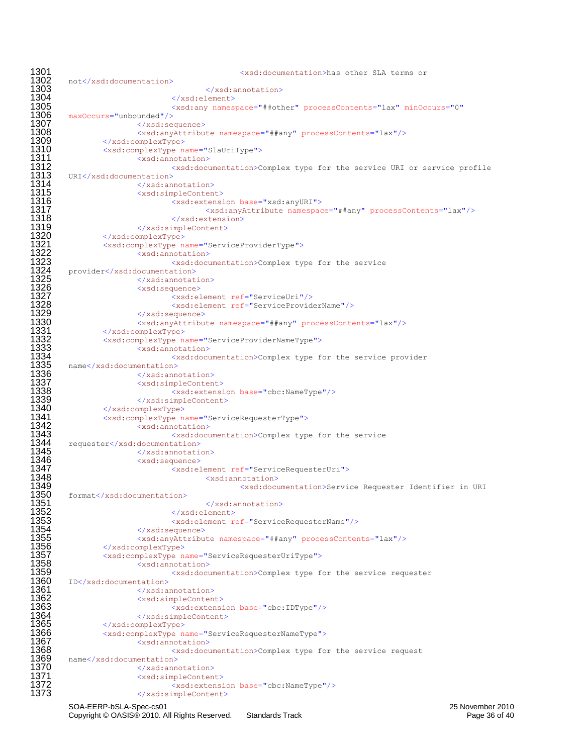```
1301                                        <xsd:documentation>has other SLA terms or
1302    not</xsd:documentation>
1303                                </xsd:annotation>
1304                        </xsd:element>
1305                        <xsd:any namespace="##other" processContents="lax" minOccurs="0"
1306    maxOccurs="unbounded"/>
1307                </xsd:sequence>
1308                <xsd:anyAttribute namespace="##any" processContents="lax"/>
1309        </xsd:complexType>
1310        <xsd:complexType name="SlaUriType">
1311                <xsd:annotation>
1312                        <xsd:documentation>Complex type for the service URI or service profile
1313    URI</xsd:documentation>
1314                </xsd:annotation>
1315                <xsd:simpleContent>
1316                        <xsd:extension base="xsd:anyURI">
1317                                <xsd:anyAttribute namespace="##any" processContents="lax"/>
1318                        </xsd:extension>
1319                </xsd:simpleContent>
1320        </xsd:complexType>
1321        <xsd:complexType name="ServiceProviderType">
1322                <xsd:annotation>
1323                        <xsd:documentation>Complex type for the service
1324    provider</xsd:documentation>
1325                </xsd:annotation>
1326                <xsd:sequence>
1327                        <xsd:element ref="ServiceUri"/>
1328                        <xsd:element ref="ServiceProviderName"/>
1329                </xsd:sequence>
1330                <xsd:anyAttribute namespace="##any" processContents="lax"/>
1331        </xsd:complexType>
1332        <xsd:complexType name="ServiceProviderNameType">
1333                <xsd:annotation>
1334                        <xsd:documentation>Complex type for the service provider
1335    name</xsd:documentation>
1336                </xsd:annotation>
1337                <xsd:simpleContent>
1338                        <xsd:extension base="cbc:NameType"/>
1339                </xsd:simpleContent>
1340        </xsd:complexType>
1341        <xsd:complexType name="ServiceRequesterType">
1342                <xsd:annotation>
1343                        <xsd:documentation>Complex type for the service
1344    requester</xsd:documentation>
1345                </xsd:annotation>
1346                <xsd:sequence>
1347                        <xsd:element ref="ServiceRequesterUri">
1348                                <xsd:annotation>
1349                                        <xsd:documentation>Service Requester Identifier in URI
1350    format</xsd:documentation>
1351                                </xsd:annotation>
1352                        </xsd:element>
1353                        <xsd:element ref="ServiceRequesterName"/>
1354                </xsd:sequence>
1355                <xsd:anyAttribute namespace="##any" processContents="lax"/>
1356        </xsd:complexType>
1357        <xsd:complexType name="ServiceRequesterUriType">
1358                <xsd:annotation>
1359                        <xsd:documentation>Complex type for the service requester
1360    ID</xsd:documentation>
1361                </xsd:annotation>
1362                <xsd:simpleContent>
1363                        <xsd:extension base="cbc:IDType"/>
1364                </xsd:simpleContent>
1365        </xsd:complexType>
1366        <xsd:complexType name="ServiceRequesterNameType">
1367                <xsd:annotation>
1368                        <xsd:documentation>Complex type for the service request
1369    name</xsd:documentation>
1370                </xsd:annotation>
1371                <xsd:simpleContent>
1372                        <xsd:extension base="cbc:NameType"/>
1373                </xsd:simpleContent>
```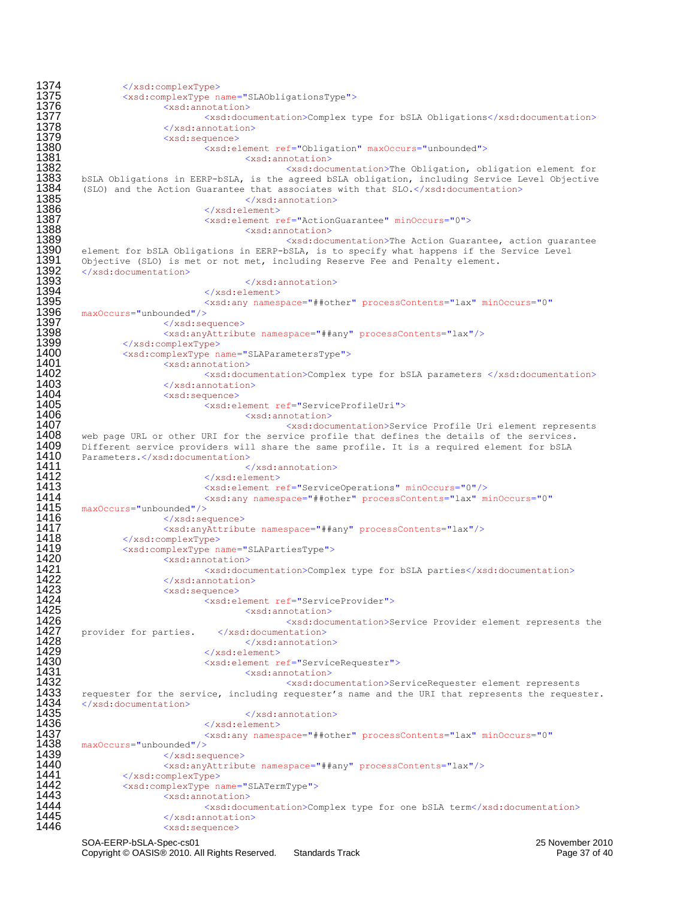```
1374        </xsd:complexType>
1375        <xsd:complexType name="SLAObligationsType">
1376                <xsd:annotation>
1377                        <xsd:documentation>Complex type for bSLA Obligations</xsd:documentation>
1378                </xsd:annotation>
1379                <xsd:sequence>
1380                        <xsd:element ref="Obligation" maxOccurs="unbounded">
1381                                <xsd:annotation>
1382                                        <xsd:documentation>The Obligation, obligation element for
1383    bSLA Obligations in EERP-bSLA, is the agreed bSLA obligation, including Service Level Objective
1384    (SLO) and the Action Guarantee that associates with that SLO.</xsd:documentation>
1385                                </xsd:annotation>
1386                        </xsd:element>
1387                        <xsd:element ref="ActionGuarantee" minOccurs="0">
1388                                <xsd:annotation>
1389                                        <xsd:documentation>The Action Guarantee, action guarantee
1390    element for bSLA Obligations in EERP-bSLA, is to specify what happens if the Service Level
1391    Objective (SLO) is met or not met, including Reserve Fee and Penalty element.
1392    </xsd:documentation>
1393                                </xsd:annotation>
1394                        </xsd:element>
1395                        <xsd:any namespace="##other" processContents="lax" minOccurs="0"
1396    maxOccurs="unbounded"/>
1397                </xsd:sequence>
1398                <xsd:anyAttribute namespace="##any" processContents="lax"/>
1399        </xsd:complexType>
1400        <xsd:complexType name="SLAParametersType">
1401                <xsd:annotation>
1402                        <xsd:documentation>Complex type for bSLA parameters </xsd:documentation>
1403                </xsd:annotation>
1404                <xsd:sequence>
1405                        <xsd:element ref="ServiceProfileUri">
1406                                <xsd:annotation>
1407                                        <xsd:documentation>Service Profile Uri element represents
1408    web page URL or other URI for the service profile that defines the details of the services.
1409    Different service providers will share the same profile. It is a required element for bSLA
1410    Parameters.</xsd:documentation>
1411                                </xsd:annotation>
1412                        </xsd:element>
1413                        <xsd:element ref="ServiceOperations" minOccurs="0"/>
1414                        <xsd:any namespace="##other" processContents="lax" minOccurs="0"
1415    maxOccurs="unbounded"/>
1416                </xsd:sequence>
1417                <xsd:anyAttribute namespace="##any" processContents="lax"/>
1418        </xsd:complexType>
1419        <xsd:complexType name="SLAPartiesType">
1420                <xsd:annotation>
1421                        <xsd:documentation>Complex type for bSLA parties</xsd:documentation>
1422                </xsd:annotation>
1423                <xsd:sequence>
1424                        <xsd:element ref="ServiceProvider">
1425                                <xsd:annotation>
1426                                        <xsd:documentation>Service Provider element represents the
1427    provider for parties.    </xsd:documentation>
1428                                </xsd:annotation>
1429                        </xsd:element>
1430                        <xsd:element ref="ServiceRequester">
1431                                <xsd:annotation>
1432                                        <xsd:documentation>ServiceRequester element represents
1433    requester for the service, including requester's name and the URI that represents the requester.
1434    </xsd:documentation>
1435                                </xsd:annotation>
1436                        </xsd:element>
1437                        <xsd:any namespace="##other" processContents="lax" minOccurs="0"
1438    maxOccurs="unbounded"/>
1439                </xsd:sequence>
1440                <xsd:anyAttribute namespace="##any" processContents="lax"/>
1441        </xsd:complexType>
1442        <xsd:complexType name="SLATermType">
1443                <xsd:annotation>
1444                        <xsd:documentation>Complex type for one bSLA term</xsd:documentation>
1445                </xsd:annotation>
1446                <xsd:sequence>
```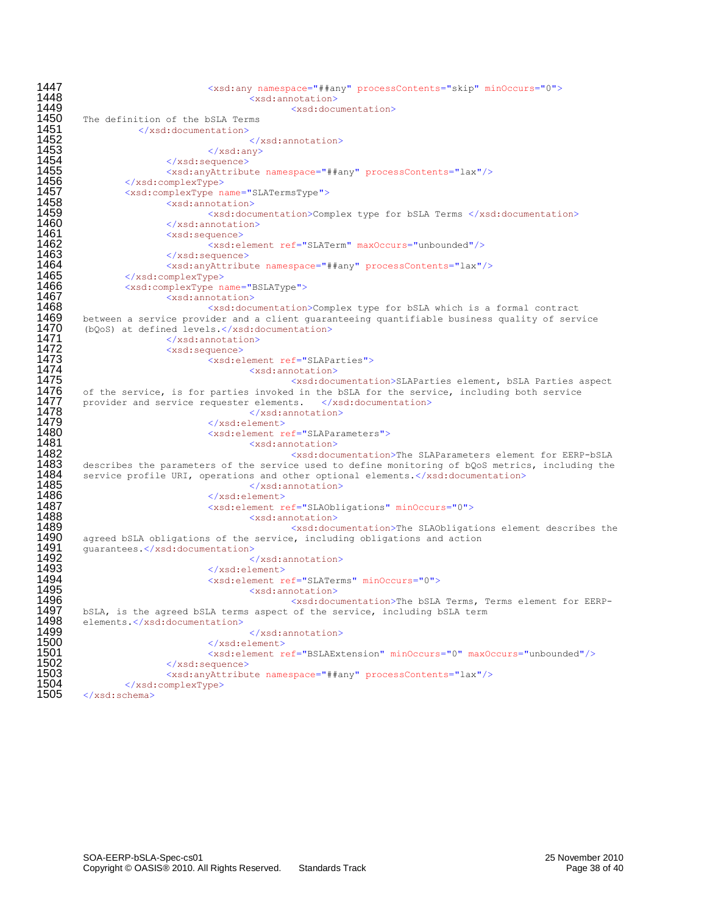```
1447                        <xsd:any namespace="##any" processContents="skip" minOccurs="0">
1448                                <xsd:annotation>
1449                                        <xsd:documentation>
1450    The definition of the bSLA Terms
1451            </xsd:documentation>
1452                                </xsd:annotation>
1453                        </xsd:any>
1454                </xsd:sequence>
1455                <xsd:anyAttribute namespace="##any" processContents="lax"/>
1456        </xsd:complexType>
1457        <xsd:complexType name="SLATermsType">
1458                <xsd:annotation>
1459                        <xsd:documentation>Complex type for bSLA Terms </xsd:documentation>
1460                </xsd:annotation>
1461                <xsd:sequence>
1462                        <xsd:element ref="SLATerm" maxOccurs="unbounded"/>
1463                </xsd:sequence>
1464                <xsd:anyAttribute namespace="##any" processContents="lax"/>
1465        </xsd:complexType>
1466        <xsd:complexType name="BSLAType">
1467                <xsd:annotation>
1468                        <xsd:documentation>Complex type for bSLA which is a formal contract
1469    between a service provider and a client guaranteeing quantifiable business quality of service
1470    (bQoS) at defined levels.</xsd:documentation>
1471                </xsd:annotation>
1472                <xsd:sequence>
1473                        <xsd:element ref="SLAParties">
1474                                <xsd:annotation>
1475                                        <xsd:documentation>SLAParties element, bSLA Parties aspect
1476    of the service, is for parties invoked in the bSLA for the service, including both service
1477    provider and service requester elements.   </xsd:documentation>
1478                                </xsd:annotation>
1479                        </xsd:element>
1480                        <xsd:element ref="SLAParameters">
1481                                <xsd:annotation>
1482                                        <xsd:documentation>The SLAParameters element for EERP-bSLA
1483    describes the parameters of the service used to define monitoring of bQoS metrics, including the
1484    service profile URI, operations and other optional elements.</xsd:documentation>
1485                                </xsd:annotation>
1486                        </xsd:element>
1487                        <xsd:element ref="SLAObligations" minOccurs="0">
1488                                <xsd:annotation>
1489                                        <xsd:documentation>The SLAObligations element describes the
1490    agreed bSLA obligations of the service, including obligations and action
1491    guarantees.</xsd:documentation>
1492                                </xsd:annotation>
1493                        </xsd:element>
1494                        <xsd:element ref="SLATerms" minOccurs="0">
1495                                <xsd:annotation>
1496                                        <xsd:documentation>The bSLA Terms, Terms element for EERP-
1497    bSLA, is the agreed bSLA terms aspect of the service, including bSLA term
1498    elements.</xsd:documentation>
1499                                </xsd:annotation>
1500                        </xsd:element>
1501                        <xsd:element ref="BSLAExtension" minOccurs="0" maxOccurs="unbounded"/>
1502                </xsd:sequence>
1503                <xsd:anyAttribute namespace="##any" processContents="lax"/>
1504        </xsd:complexType>
1505    </xsd:schema>
```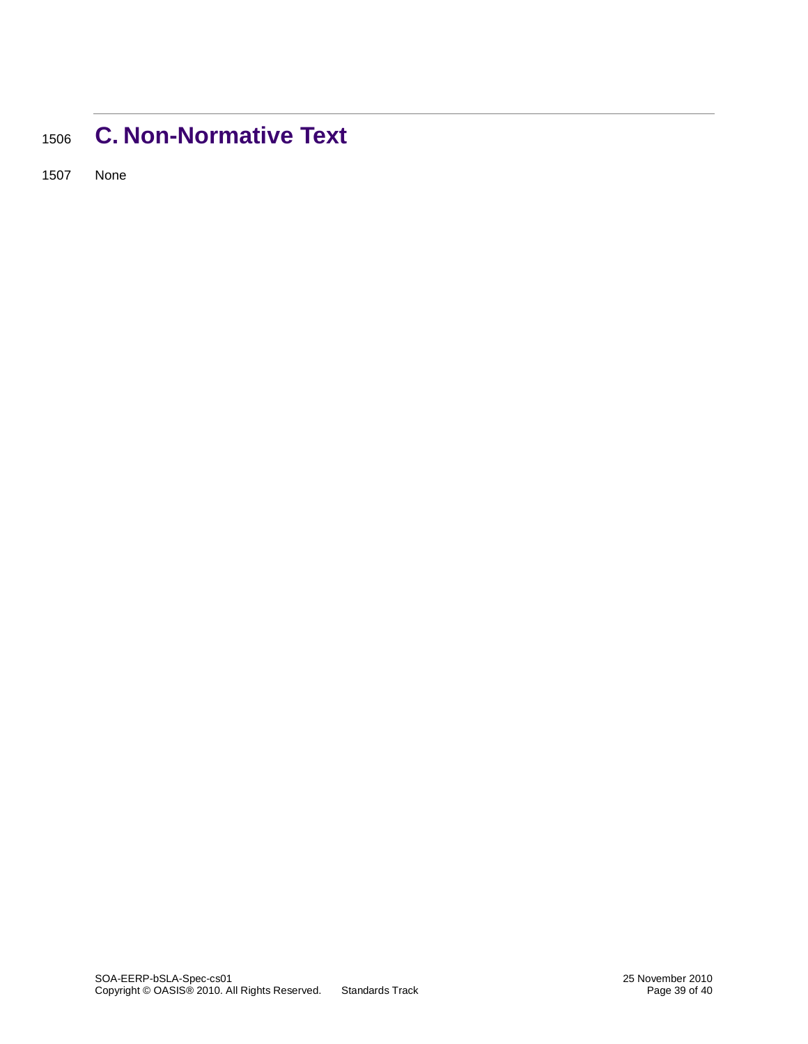# C. Non-Normative Text

None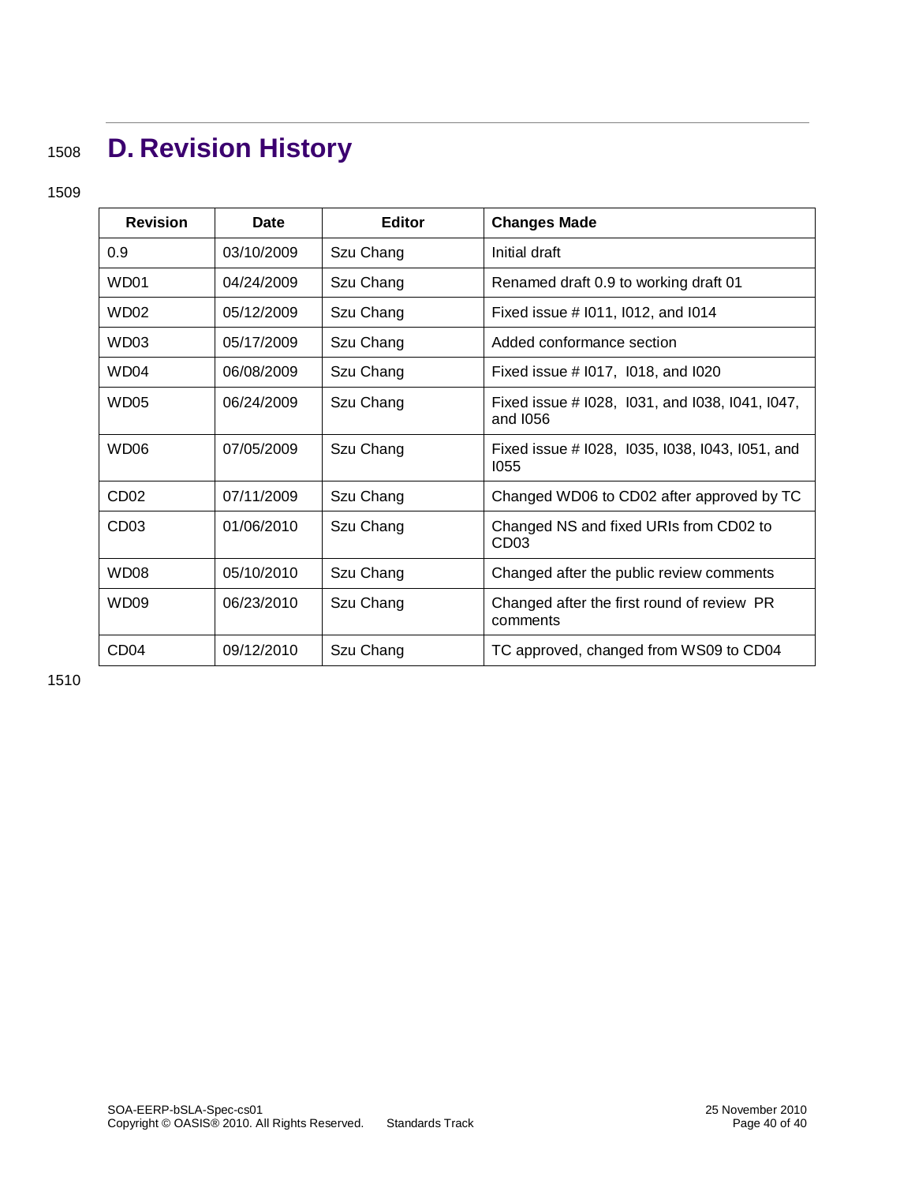# D. Revision History

| Revision | Date | Editor | Changes Made |
|---|---|---|---|
| 0.9 | 03/10/2009 | Szu Chang | Initial draft |
| WD01 | 04/24/2009 | Szu Chang | Renamed draft 0.9 to working draft 01 |
| WD02 | 05/12/2009 | Szu Chang | Fixed issue # I011, I012, and I014 |
| WD03 | 05/17/2009 | Szu Chang | Added conformance section |
| WD04 | 06/08/2009 | Szu Chang | Fixed issue # I017, I018, and I020 |
| WD05 | 06/24/2009 | Szu Chang | Fixed issue # I028, I031, and I038, I041, I047, and I056 |
| WD06 | 07/05/2009 | Szu Chang | Fixed issue # I028, I035, I038, I043, I051, and I055 |
| CD02 | 07/11/2009 | Szu Chang | Changed WD06 to CD02 after approved by TC |
| CD03 | 01/06/2010 | Szu Chang | Changed NS and fixed URIs from CD02 to CD03 |
| WD08 | 05/10/2010 | Szu Chang | Changed after the public review comments |
| WD09 | 06/23/2010 | Szu Chang | Changed after the first round of review PR comments |
| CD04 | 09/12/2010 | Szu Chang | TC approved, changed from WS09 to CD04 |